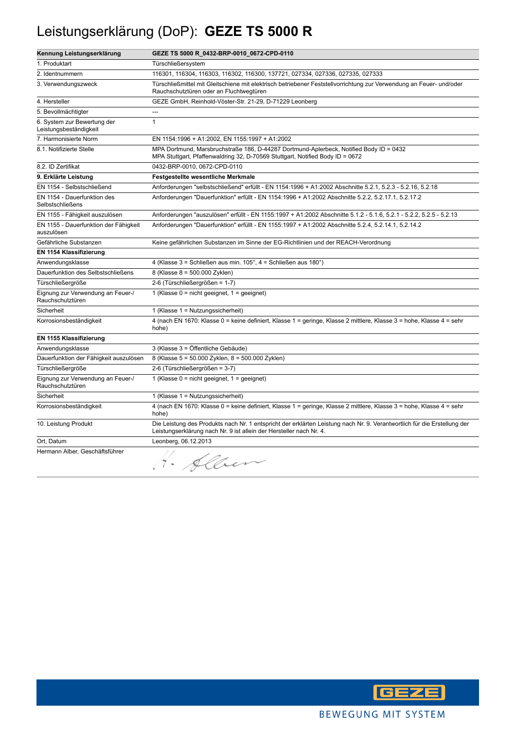# Leistungserklärung (DoP): **GEZE TS 5000 R**

| **Kennung Leistungserklärung** | **GEZE TS 5000 R_0432-BRP-0010_0672-CPD-0110** |
|---|---|
| 1. Produktart | Türschließersystem |
| 2. Identnummern | 116301, 116304, 116303, 116302, 116300, 137721, 027334, 027336, 027335, 027333 |
| 3. Verwendungszweck | Türschließmittel mit Gleitschiene mit elektrisch betriebener Feststellvorrichtung zur Verwendung an Feuer- und/oder Rauchschutztüren oder an Fluchtwegtüren |
| 4. Hersteller | GEZE GmbH, Reinhold-Vöster-Str. 21-29, D-71229 Leonberg |
| 5. Bevollmächtigter | --- |
| 6. System zur Bewertung der Leistungsbeständigkeit | 1 |
| 7. Harmonisierte Norm | EN 1154:1996 + A1:2002, EN 1155:1997 + A1:2002 |
| 8.1. Notifizierte Stelle | MPA Dortmund, Marsbruchstraße 186, D-44287 Dortmund-Aplerbeck, Notified Body ID = 0432<br>MPA Stuttgart, Pfaffenwaldring 32, D-70569 Stuttgart, Notified Body ID = 0672 |
| 8.2. ID Zertifikat | 0432-BRP-0010, 0672-CPD-0110 |
| **9. Erklärte Leistung** | **Festgestellte wesentliche Merkmale** |
| EN 1154 - Selbstschließend | Anforderungen "selbstschließend" erfüllt - EN 1154:1996 + A1:2002 Abschnitte 5.2.1, 5.2.3 - 5.2.16, 5.2.18 |
| EN 1154 - Dauerfunktion des Selbstschließens | Anforderungen "Dauerfunktion" erfüllt - EN 1154:1996 + A1:2002 Abschnitte 5.2.2, 5.2.17.1, 5.2.17.2 |
| EN 1155 - Fähigkeit auszulösen | Anforderungen "auszulösen" erfüllt - EN 1155:1997 + A1:2002 Abschnitte 5.1.2 - 5.1.6, 5.2.1 - 5.2.2, 5.2.5 - 5.2.13 |
| EN 1155 - Dauerfunktion der Fähigkeit auszulösen | Anforderungen "Dauerfunktion" erfüllt - EN 1155:1997 + A1:2002 Abschnitte 5.2.4, 5.2.14.1, 5.2.14.2 |
| Gefährliche Substanzen | Keine gefährlichen Substanzen im Sinne der EG-Richtlinien und der REACH-Verordnung |
| **EN 1154 Klassifizierung** | |
| Anwendungsklasse | 4 (Klasse 3 = Schließen aus min. 105°, 4 = Schließen aus 180°) |
| Dauerfunktion des Selbstschließens | 8 (Klasse 8 = 500.000 Zyklen) |
| Türschließergröße | 2-6 (Türschließergrößen = 1-7) |
| Eignung zur Verwendung an Feuer-/ Rauchschutztüren | 1 (Klasse 0 = nicht geeignet, 1 = geeignet) |
| Sicherheit | 1 (Klasse 1 = Nutzungssicherheit) |
| Korrosionsbeständigkeit | 4 (nach EN 1670: Klasse 0 = keine definiert, Klasse 1 = geringe, Klasse 2 mittlere, Klasse 3 = hohe, Klasse 4 = sehr hohe) |
| **EN 1155 Klassifizierung** | |
| Anwendungsklasse | 3 (Klasse 3 = Öffentliche Gebäude) |
| Dauerfunktion der Fähigkeit auszulösen | 8 (Klasse 5 = 50.000 Zyklen, 8 = 500.000 Zyklen) |
| Türschließergröße | 2-6 (Türschließergrößen = 3-7) |
| Eignung zur Verwendung an Feuer-/ Rauchschutztüren | 1 (Klasse 0 = nicht geeignet, 1 = geeignet) |
| Sicherheit | 1 (Klasse 1 = Nutzungssicherheit) |
| Korrosionsbeständigkeit | 4 (nach EN 1670: Klasse 0 = keine definiert, Klasse 1 = geringe, Klasse 2 mittlere, Klasse 3 = hohe, Klasse 4 = sehr hohe) |
| 10. Leistung Produkt | Die Leistung des Produkts nach Nr. 1 entspricht der erklärten Leistung nach Nr. 9. Verantwortlich für die Erstellung der Leistungserklärung nach Nr. 9 ist allein der Hersteller nach Nr. 4. |
| Ort, Datum | Leonberg, 06.12.2013 |
| Hermann Alber, Geschäftsführer | H. Alber |

GEZE

BEWEGUNG MIT SYSTEM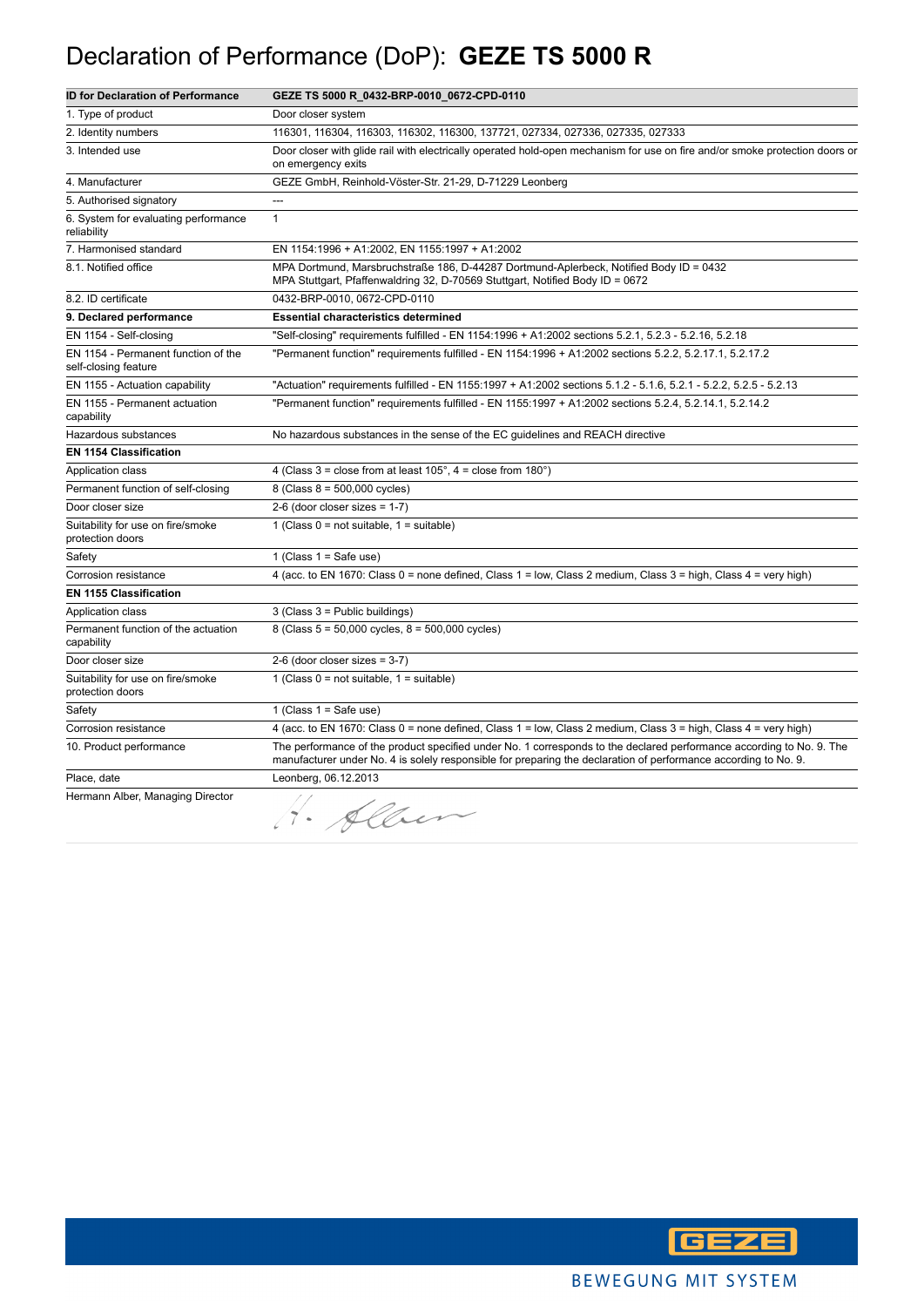# Declaration of Performance (DoP): **GEZE TS 5000 R**

| ID for Declaration of Performance | GEZE TS 5000 R_0432-BRP-0010_0672-CPD-0110 |
|---|---|
| 1. Type of product | Door closer system |
| 2. Identity numbers | 116301, 116304, 116303, 116302, 116300, 137721, 027334, 027336, 027335, 027333 |
| 3. Intended use | Door closer with glide rail with electrically operated hold-open mechanism for use on fire and/or smoke protection doors or on emergency exits |
| 4. Manufacturer | GEZE GmbH, Reinhold-Vöster-Str. 21-29, D-71229 Leonberg |
| 5. Authorised signatory | --- |
| 6. System for evaluating performance reliability | 1 |
| 7. Harmonised standard | EN 1154:1996 + A1:2002, EN 1155:1997 + A1:2002 |
| 8.1. Notified office | MPA Dortmund, Marsbruchstraße 186, D-44287 Dortmund-Aplerbeck, Notified Body ID = 0432<br>MPA Stuttgart, Pfaffenwaldring 32, D-70569 Stuttgart, Notified Body ID = 0672 |
| 8.2. ID certificate | 0432-BRP-0010, 0672-CPD-0110 |
| **9. Declared performance** | **Essential characteristics determined** |
| EN 1154 - Self-closing | "Self-closing" requirements fulfilled - EN 1154:1996 + A1:2002 sections 5.2.1, 5.2.3 - 5.2.16, 5.2.18 |
| EN 1154 - Permanent function of the self-closing feature | "Permanent function" requirements fulfilled - EN 1154:1996 + A1:2002 sections 5.2.2, 5.2.17.1, 5.2.17.2 |
| EN 1155 - Actuation capability | "Actuation" requirements fulfilled - EN 1155:1997 + A1:2002 sections 5.1.2 - 5.1.6, 5.2.1 - 5.2.2, 5.2.5 - 5.2.13 |
| EN 1155 - Permanent actuation capability | "Permanent function" requirements fulfilled - EN 1155:1997 + A1:2002 sections 5.2.4, 5.2.14.1, 5.2.14.2 |
| Hazardous substances | No hazardous substances in the sense of the EC guidelines and REACH directive |
| **EN 1154 Classification** | |
| Application class | 4 (Class 3 = close from at least 105°, 4 = close from 180°) |
| Permanent function of self-closing | 8 (Class 8 = 500,000 cycles) |
| Door closer size | 2-6 (door closer sizes = 1-7) |
| Suitability for use on fire/smoke protection doors | 1 (Class 0 = not suitable, 1 = suitable) |
| Safety | 1 (Class 1 = Safe use) |
| Corrosion resistance | 4 (acc. to EN 1670: Class 0 = none defined, Class 1 = low, Class 2 medium, Class 3 = high, Class 4 = very high) |
| **EN 1155 Classification** | |
| Application class | 3 (Class 3 = Public buildings) |
| Permanent function of the actuation capability | 8 (Class 5 = 50,000 cycles, 8 = 500,000 cycles) |
| Door closer size | 2-6 (door closer sizes = 3-7) |
| Suitability for use on fire/smoke protection doors | 1 (Class 0 = not suitable, 1 = suitable) |
| Safety | 1 (Class 1 = Safe use) |
| Corrosion resistance | 4 (acc. to EN 1670: Class 0 = none defined, Class 1 = low, Class 2 medium, Class 3 = high, Class 4 = very high) |
| 10. Product performance | The performance of the product specified under No. 1 corresponds to the declared performance according to No. 9. The manufacturer under No. 4 is solely responsible for preparing the declaration of performance according to No. 9. |
| Place, date | Leonberg, 06.12.2013 |
| Hermann Alber, Managing Director | H. Alber |

GEZE

BEWEGUNG MIT SYSTEM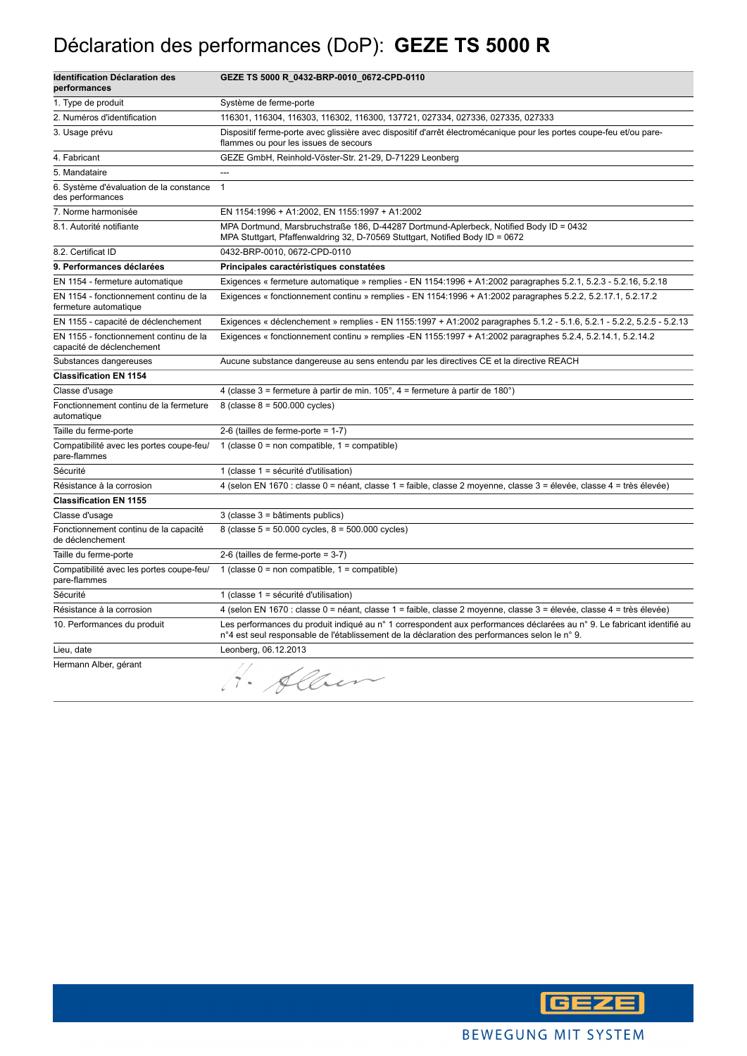# Déclaration des performances (DoP): **GEZE TS 5000 R**

| **Identification Déclaration des performances** | **GEZE TS 5000 R_0432-BRP-0010_0672-CPD-0110** |
| --- | --- |
| 1. Type de produit | Système de ferme-porte |
| 2. Numéros d'identification | 116301, 116304, 116303, 116302, 116300, 137721, 027334, 027336, 027335, 027333 |
| 3. Usage prévu | Dispositif ferme-porte avec glissière avec dispositif d'arrêt électromécanique pour les portes coupe-feu et/ou pare-flammes ou pour les issues de secours |
| 4. Fabricant | GEZE GmbH, Reinhold-Vöster-Str. 21-29, D-71229 Leonberg |
| 5. Mandataire | --- |
| 6. Système d'évaluation de la constance des performances | 1 |
| 7. Norme harmonisée | EN 1154:1996 + A1:2002, EN 1155:1997 + A1:2002 |
| 8.1. Autorité notifiante | MPA Dortmund, Marsbruchstraße 186, D-44287 Dortmund-Aplerbeck, Notified Body ID = 0432<br>MPA Stuttgart, Pfaffenwaldring 32, D-70569 Stuttgart, Notified Body ID = 0672 |
| 8.2. Certificat ID | 0432-BRP-0010, 0672-CPD-0110 |
| **9. Performances déclarées** | **Principales caractéristiques constatées** |
| EN 1154 - fermeture automatique | Exigences « fermeture automatique » remplies - EN 1154:1996 + A1:2002 paragraphes 5.2.1, 5.2.3 - 5.2.16, 5.2.18 |
| EN 1154 - fonctionnement continu de la fermeture automatique | Exigences « fonctionnement continu » remplies - EN 1154:1996 + A1:2002 paragraphes 5.2.2, 5.2.17.1, 5.2.17.2 |
| EN 1155 - capacité de déclenchement | Exigences « déclenchement » remplies - EN 1155:1997 + A1:2002 paragraphes 5.1.2 - 5.1.6, 5.2.1 - 5.2.2, 5.2.5 - 5.2.13 |
| EN 1155 - fonctionnement continu de la capacité de déclenchement | Exigences « fonctionnement continu » remplies -EN 1155:1997 + A1:2002 paragraphes 5.2.4, 5.2.14.1, 5.2.14.2 |
| Substances dangereuses | Aucune substance dangereuse au sens entendu par les directives CE et la directive REACH |
| **Classification EN 1154** | |
| Classe d'usage | 4 (classe 3 = fermeture à partir de min. 105°, 4 = fermeture à partir de 180°) |
| Fonctionnement continu de la fermeture automatique | 8 (classe 8 = 500.000 cycles) |
| Taille du ferme-porte | 2-6 (tailles de ferme-porte = 1-7) |
| Compatibilité avec les portes coupe-feu/ pare-flammes | 1 (classe 0 = non compatible, 1 = compatible) |
| Sécurité | 1 (classe 1 = sécurité d'utilisation) |
| Résistance à la corrosion | 4 (selon EN 1670 : classe 0 = néant, classe 1 = faible, classe 2 moyenne, classe 3 = élevée, classe 4 = très élevée) |
| **Classification EN 1155** | |
| Classe d'usage | 3 (classe 3 = bâtiments publics) |
| Fonctionnement continu de la capacité de déclenchement | 8 (classe 5 = 50.000 cycles, 8 = 500.000 cycles) |
| Taille du ferme-porte | 2-6 (tailles de ferme-porte = 3-7) |
| Compatibilité avec les portes coupe-feu/ pare-flammes | 1 (classe 0 = non compatible, 1 = compatible) |
| Sécurité | 1 (classe 1 = sécurité d'utilisation) |
| Résistance à la corrosion | 4 (selon EN 1670 : classe 0 = néant, classe 1 = faible, classe 2 moyenne, classe 3 = élevée, classe 4 = très élevée) |
| 10. Performances du produit | Les performances du produit indiqué au n° 1 correspondent aux performances déclarées au n° 9. Le fabricant identifié au n°4 est seul responsable de l'établissement de la déclaration des performances selon le n° 9. |
| Lieu, date | Leonberg, 06.12.2013 |
| Hermann Alber, gérant | H. Alber |

GEZE

BEWEGUNG MIT SYSTEM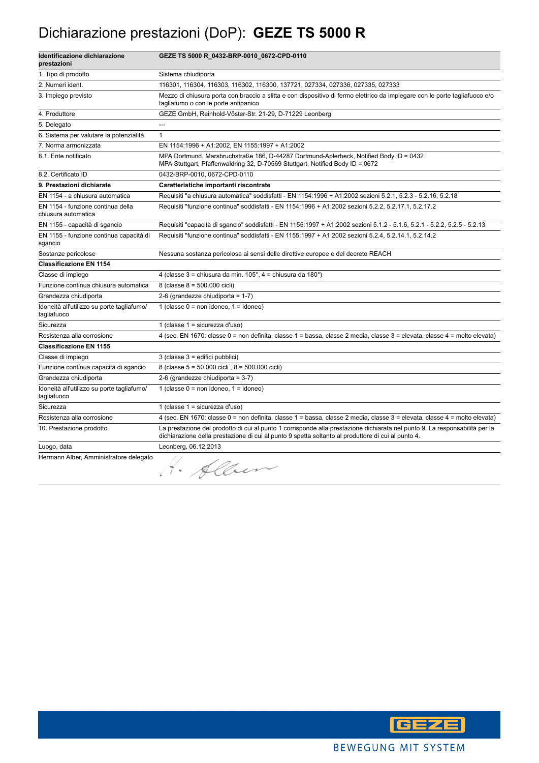# Dichiarazione prestazioni (DoP): **GEZE TS 5000 R**

| **Identificazione dichiarazione prestazioni** | **GEZE TS 5000 R_0432-BRP-0010_0672-CPD-0110** |
|---|---|
| 1. Tipo di prodotto | Sistema chiudiporta |
| 2. Numeri ident. | 116301, 116304, 116303, 116302, 116300, 137721, 027334, 027336, 027335, 027333 |
| 3. Impiego previsto | Mezzo di chiusura porta con braccio a slitta e con dispositivo di fermo elettrico da impiegare con le porte tagliafuoco e/o tagliafumo o con le porte antipanico |
| 4. Produttore | GEZE GmbH, Reinhold-Vöster-Str. 21-29, D-71229 Leonberg |
| 5. Delegato | --- |
| 6. Sistema per valutare la potenzialità | 1 |
| 7. Norma armonizzata | EN 1154:1996 + A1:2002, EN 1155:1997 + A1:2002 |
| 8.1. Ente notificato | MPA Dortmund, Marsbruchstraße 186, D-44287 Dortmund-Aplerbeck, Notified Body ID = 0432<br>MPA Stuttgart, Pfaffenwaldring 32, D-70569 Stuttgart, Notified Body ID = 0672 |
| 8.2. Certificato ID | 0432-BRP-0010, 0672-CPD-0110 |
| **9. Prestazioni dichiarate** | **Caratteristiche importanti riscontrate** |
| EN 1154 - a chiusura automatica | Requisiti "a chiusura automatica" soddisfatti - EN 1154:1996 + A1:2002 sezioni 5.2.1, 5.2.3 - 5.2.16, 5.2.18 |
| EN 1154 - funzione continua della chiusura automatica | Requisiti "funzione continua" soddisfatti - EN 1154:1996 + A1:2002 sezioni 5.2.2, 5.2.17.1, 5.2.17.2 |
| EN 1155 - capacità di sgancio | Requisiti "capacità di sgancio" soddisfatti - EN 1155:1997 + A1:2002 sezioni 5.1.2 - 5.1.6, 5.2.1 - 5.2.2, 5.2.5 - 5.2.13 |
| EN 1155 - funzione continua capacità di sgancio | Requisiti "funzione continua" soddisfatti - EN 1155:1997 + A1:2002 sezioni 5.2.4, 5.2.14.1, 5.2.14.2 |
| Sostanze pericolose | Nessuna sostanza pericolosa ai sensi delle direttive europee e del decreto REACH |
| **Classificazione EN 1154** | |
| Classe di impiego | 4 (classe 3 = chiusura da min. 105°, 4 = chiusura da 180°) |
| Funzione continua chiusura automatica | 8 (classe 8 = 500.000 cicli) |
| Grandezza chiudiporta | 2-6 (grandezze chiudiporta = 1-7) |
| Idoneità all'utilizzo su porte tagliafumo/ tagliafuoco | 1 (classe 0 = non idoneo, 1 = idoneo) |
| Sicurezza | 1 (classe 1 = sicurezza d'uso) |
| Resistenza alla corrosione | 4 (sec. EN 1670: classe 0 = non definita, classe 1 = bassa, classe 2 media, classe 3 = elevata, classe 4 = molto elevata) |
| **Classificazione EN 1155** | |
| Classe di impiego | 3 (classe 3 = edifici pubblici) |
| Funzione continua capacità di sgancio | 8 (classe 5 = 50.000 cicli , 8 = 500.000 cicli) |
| Grandezza chiudiporta | 2-6 (grandezze chiudiporta = 3-7) |
| Idoneità all'utilizzo su porte tagliafumo/ tagliafuoco | 1 (classe 0 = non idoneo, 1 = idoneo) |
| Sicurezza | 1 (classe 1 = sicurezza d'uso) |
| Resistenza alla corrosione | 4 (sec. EN 1670: classe 0 = non definita, classe 1 = bassa, classe 2 media, classe 3 = elevata, classe 4 = molto elevata) |
| 10. Prestazione prodotto | La prestazione del prodotto di cui al punto 1 corrisponde alla prestazione dichiarata nel punto 9. La responsabilità per la dichiarazione della prestazione di cui al punto 9 spetta soltanto al produttore di cui al punto 4. |
| Luogo, data | Leonberg, 06.12.2013 |
| Hermann Alber, Amministratore delegato | H. Alber |

GEZE

BEWEGUNG MIT SYSTEM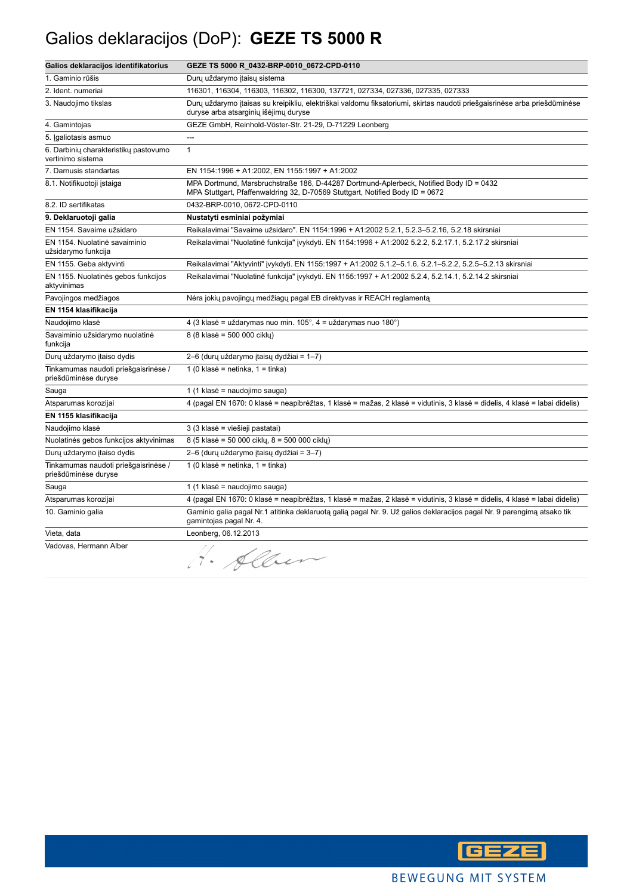# Galios deklaracijos (DoP): **GEZE TS 5000 R**

| Galios deklaracijos identifikatorius | GEZE TS 5000 R_0432-BRP-0010_0672-CPD-0110 |
|---|---|
| 1. Gaminio rūšis | Durų uždarymo įtaisų sistema |
| 2. Ident. numeriai | 116301, 116304, 116303, 116302, 116300, 137721, 027334, 027336, 027335, 027333 |
| 3. Naudojimo tikslas | Durų uždarymo įtaisas su kreipikliu, elektriškai valdomu fiksatoriumi, skirtas naudoti priešgaisrinėse arba priešdūminėse duryse arba atsarginių išėjimų duryse |
| 4. Gamintojas | GEZE GmbH, Reinhold-Vöster-Str. 21-29, D-71229 Leonberg |
| 5. Įgaliotasis asmuo | --- |
| 6. Darbinių charakteristikų pastovumo vertinimo sistema | 1 |
| 7. Darnusis standartas | EN 1154:1996 + A1:2002, EN 1155:1997 + A1:2002 |
| 8.1. Notifikuotoji įstaiga | MPA Dortmund, Marsbruchstraße 186, D-44287 Dortmund-Aplerbeck, Notified Body ID = 0432<br>MPA Stuttgart, Pfaffenwaldring 32, D-70569 Stuttgart, Notified Body ID = 0672 |
| 8.2. ID sertifikatas | 0432-BRP-0010, 0672-CPD-0110 |
| **9. Deklaruotoji galia** | **Nustatyti esminiai požymiai** |
| EN 1154. Savaime užsidaro | Reikalavimai "Savaime užsidaro". EN 1154:1996 + A1:2002 5.2.1, 5.2.3–5.2.16, 5.2.18 skirsniai |
| EN 1154. Nuolatinė savaiminio užsidarymo funkcija | Reikalavimai "Nuolatinė funkcija" įvykdyti. EN 1154:1996 + A1:2002 5.2.2, 5.2.17.1, 5.2.17.2 skirsniai |
| EN 1155. Geba aktyvinti | Reikalavimai "Aktyvinti" įvykdyti. EN 1155:1997 + A1:2002 5.1.2–5.1.6, 5.2.1–5.2.2, 5.2.5–5.2.13 skirsniai |
| EN 1155. Nuolatinės gebos funkcijos aktyvinimas | Reikalavimai "Nuolatinė funkcija" įvykdyti. EN 1155:1997 + A1:2002 5.2.4, 5.2.14.1, 5.2.14.2 skirsniai |
| Pavojingos medžiagos | Nėra jokių pavojingų medžiagų pagal EB direktyvas ir REACH reglamentą |
| **EN 1154 klasifikacija** | |
| Naudojimo klasė | 4 (3 klasė = uždarymas nuo min. 105°, 4 = uždarymas nuo 180°) |
| Savaiminio užsidarymo nuolatinė funkcija | 8 (8 klasė = 500 000 ciklų) |
| Durų uždarymo įtaiso dydis | 2–6 (durų uždarymo įtaisų dydžiai = 1–7) |
| Tinkamumas naudoti priešgaisrinėse / priešdūminėse duryse | 1 (0 klasė = netinka, 1 = tinka) |
| Sauga | 1 (1 klasė = naudojimo sauga) |
| Atsparumas korozijai | 4 (pagal EN 1670: 0 klasė = neapibrėžtas, 1 klasė = mažas, 2 klasė = vidutinis, 3 klasė = didelis, 4 klasė = labai didelis) |
| **EN 1155 klasifikacija** | |
| Naudojimo klasė | 3 (3 klasė = viešieji pastatai) |
| Nuolatinės gebos funkcijos aktyvinimas | 8 (5 klasė = 50 000 ciklų, 8 = 500 000 ciklų) |
| Durų uždarymo įtaiso dydis | 2–6 (durų uždarymo įtaisų dydžiai = 3–7) |
| Tinkamumas naudoti priešgaisrinėse / priešdūminėse duryse | 1 (0 klasė = netinka, 1 = tinka) |
| Sauga | 1 (1 klasė = naudojimo sauga) |
| Atsparumas korozijai | 4 (pagal EN 1670: 0 klasė = neapibrėžtas, 1 klasė = mažas, 2 klasė = vidutinis, 3 klasė = didelis, 4 klasė = labai didelis) |
| 10. Gaminio galia | Gaminio galia pagal Nr.1 atitinka deklaruotą galią pagal Nr. 9. Už galios deklaracijos pagal Nr. 9 parengimą atsako tik gamintojas pagal Nr. 4. |
| Vieta, data | Leonberg, 06.12.2013 |
| Vadovas, Hermann Alber | H. Alber |

GEZE

BEWEGUNG MIT SYSTEM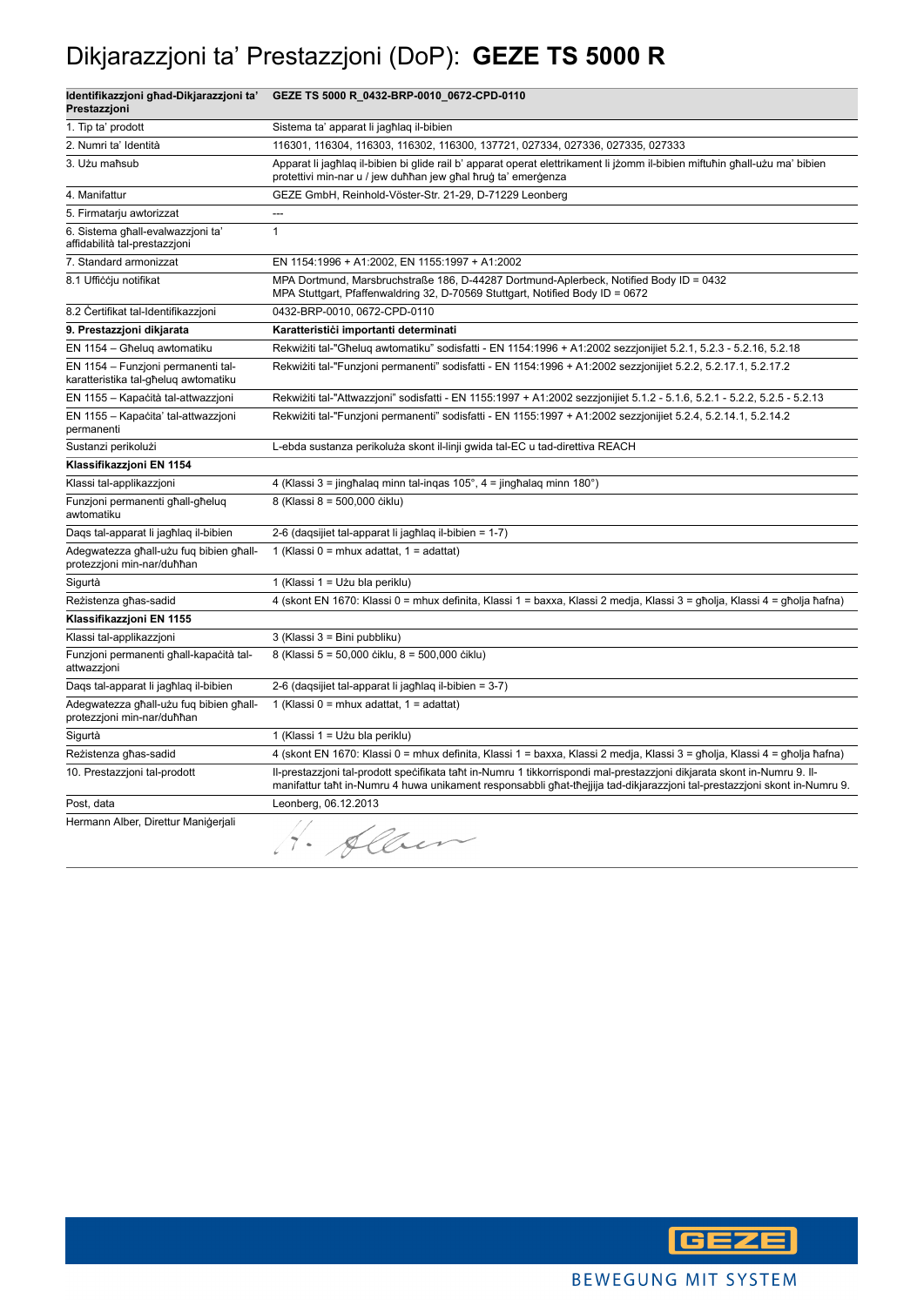# Dikjarazzjoni ta' Prestazzjoni (DoP): **GEZE TS 5000 R**

| **Identifikazzjoni għad-Dikjarazzjoni ta' Prestazzjoni** | **GEZE TS 5000 R_0432-BRP-0010_0672-CPD-0110** |
|---|---|
| 1. Tip ta' prodott | Sistema ta' apparat li jagħlaq il-bibien |
| 2. Numri ta' Identità | 116301, 116304, 116303, 116302, 116300, 137721, 027334, 027336, 027335, 027333 |
| 3. Użu maħsub | Apparat li jagħlaq il-bibien bi glide rail b' apparat operat elettrikament li jżomm il-bibien miftuħin għall-użu ma' bibien protettivi min-nar u / jew duħħan jew għal ħruġ ta' emerġenza |
| 4. Manifattur | GEZE GmbH, Reinhold-Vöster-Str. 21-29, D-71229 Leonberg |
| 5. Firmatarju awtorizzat | --- |
| 6. Sistema għall-evalwazzjoni ta' affidabilità tal-prestazzjoni | 1 |
| 7. Standard armonizzat | EN 1154:1996 + A1:2002, EN 1155:1997 + A1:2002 |
| 8.1 Uffiċċju notifikat | MPA Dortmund, Marsbruchstraße 186, D-44287 Dortmund-Aplerbeck, Notified Body ID = 0432<br>MPA Stuttgart, Pfaffenwaldring 32, D-70569 Stuttgart, Notified Body ID = 0672 |
| 8.2 Ċertifikat tal-Identifikazzjoni | 0432-BRP-0010, 0672-CPD-0110 |
| **9. Prestazzjoni dikjarata** | **Karatteristiċi importanti determinati** |
| EN 1154 – Għeluq awtomatiku | Rekwiżiti tal-"Għeluq awtomatiku" sodisfatti - EN 1154:1996 + A1:2002 sezzjonijiet 5.2.1, 5.2.3 - 5.2.16, 5.2.18 |
| EN 1154 – Funzjoni permanenti tal-karatteristika tal-għeluq awtomatiku | Rekwiżiti tal-"Funzjoni permanenti" sodisfatti - EN 1154:1996 + A1:2002 sezzjonijiet 5.2.2, 5.2.17.1, 5.2.17.2 |
| EN 1155 – Kapaċità tal-attwazzjoni | Rekwiżiti tal-"Attwazzjoni" sodisfatti - EN 1155:1997 + A1:2002 sezzjonijiet 5.1.2 - 5.1.6, 5.2.1 - 5.2.2, 5.2.5 - 5.2.13 |
| EN 1155 – Kapaċita' tal-attwazzjoni permanenti | Rekwiżiti tal-"Funzjoni permanenti" sodisfatti - EN 1155:1997 + A1:2002 sezzjonijiet 5.2.4, 5.2.14.1, 5.2.14.2 |
| Sustanzi perikolużi | L-ebda sustanza perikoluża skont il-linji gwida tal-EC u tad-direttiva REACH |
| **Klassifikazzjoni EN 1154** | |
| Klassi tal-applikazzjoni | 4 (Klassi 3 = jingħalaq minn tal-inqas 105°, 4 = jingħalaq minn 180°) |
| Funzjoni permanenti għall-għeluq awtomatiku | 8 (Klassi 8 = 500,000 ċiklu) |
| Daqs tal-apparat li jagħlaq il-bibien | 2-6 (daqsijiet tal-apparat li jagħlaq il-bibien = 1-7) |
| Adegwatezza għall-użu fuq bibien għall-protezzjoni min-nar/duħħan | 1 (Klassi 0 = mhux adattat, 1 = adattat) |
| Sigurtà | 1 (Klassi 1 = Użu bla periklu) |
| Reżistenza għas-sadid | 4 (skont EN 1670: Klassi 0 = mhux definita, Klassi 1 = baxxa, Klassi 2 medja, Klassi 3 = għolja, Klassi 4 = għolja ħafna) |
| **Klassifikazzjoni EN 1155** | |
| Klassi tal-applikazzjoni | 3 (Klassi 3 = Bini pubbliku) |
| Funzjoni permanenti għall-kapaċità tal-attwazzjoni | 8 (Klassi 5 = 50,000 ċiklu, 8 = 500,000 ċiklu) |
| Daqs tal-apparat li jagħlaq il-bibien | 2-6 (daqsijiet tal-apparat li jagħlaq il-bibien = 3-7) |
| Adegwatezza għall-użu fuq bibien għall-protezzjoni min-nar/duħħan | 1 (Klassi 0 = mhux adattat, 1 = adattat) |
| Sigurtà | 1 (Klassi 1 = Użu bla periklu) |
| Reżistenza għas-sadid | 4 (skont EN 1670: Klassi 0 = mhux definita, Klassi 1 = baxxa, Klassi 2 medja, Klassi 3 = għolja, Klassi 4 = għolja ħafna) |
| 10. Prestazzjoni tal-prodott | Il-prestazzjoni tal-prodott speċifikata taħt in-Numru 1 tikkorrispondi mal-prestazzjoni dikjarata skont in-Numru 9. Il-manifattur taħt in-Numru 4 huwa unikament responsabbli għat-tħejjija tad-dikjarazzjoni tal-prestazzjoni skont in-Numru 9. |
| Post, data | Leonberg, 06.12.2013 |
| Hermann Alber, Direttur Maniġerjali | H. Alber |

GEZE

BEWEGUNG MIT SYSTEM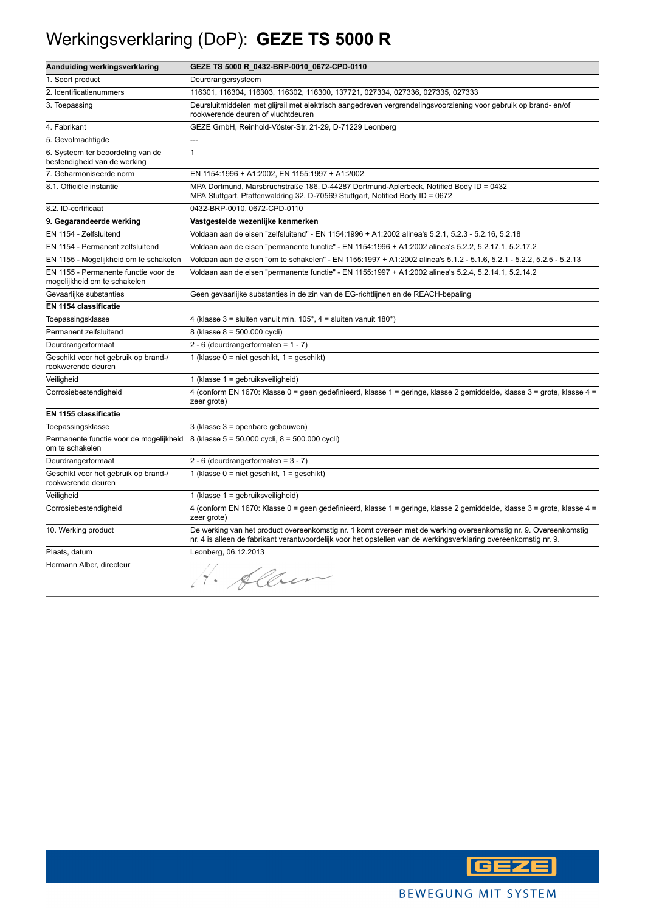# Werkingsverklaring (DoP): **GEZE TS 5000 R**

| **Aanduiding werkingsverklaring** | **GEZE TS 5000 R_0432-BRP-0010_0672-CPD-0110** |
|---|---|
| 1. Soort product | Deurdrangersysteem |
| 2. Identificatienummers | 116301, 116304, 116303, 116302, 116300, 137721, 027334, 027336, 027335, 027333 |
| 3. Toepassing | Deursluitmiddelen met glijrail met elektrisch aangedreven vergrendelingsvoorziening voor gebruik op brand- en/of rookwerende deuren of vluchtdeuren |
| 4. Fabrikant | GEZE GmbH, Reinhold-Vöster-Str. 21-29, D-71229 Leonberg |
| 5. Gevolmachtigde | --- |
| 6. Systeem ter beoordeling van de bestendigheid van de werking | 1 |
| 7. Geharmoniseerde norm | EN 1154:1996 + A1:2002, EN 1155:1997 + A1:2002 |
| 8.1. Officiële instantie | MPA Dortmund, Marsbruchstraße 186, D-44287 Dortmund-Aplerbeck, Notified Body ID = 0432<br>MPA Stuttgart, Pfaffenwaldring 32, D-70569 Stuttgart, Notified Body ID = 0672 |
| 8.2. ID-certificaat | 0432-BRP-0010, 0672-CPD-0110 |
| **9. Gegarandeerde werking** | **Vastgestelde wezenlijke kenmerken** |
| EN 1154 - Zelfsluitend | Voldaan aan de eisen "zelfsluitend" - EN 1154:1996 + A1:2002 alinea's 5.2.1, 5.2.3 - 5.2.16, 5.2.18 |
| EN 1154 - Permanent zelfsluitend | Voldaan aan de eisen "permanente functie" - EN 1154:1996 + A1:2002 alinea's 5.2.2, 5.2.17.1, 5.2.17.2 |
| EN 1155 - Mogelijkheid om te schakelen | Voldaan aan de eisen "om te schakelen" - EN 1155:1997 + A1:2002 alinea's 5.1.2 - 5.1.6, 5.2.1 - 5.2.2, 5.2.5 - 5.2.13 |
| EN 1155 - Permanente functie voor de mogelijkheid om te schakelen | Voldaan aan de eisen "permanente functie" - EN 1155:1997 + A1:2002 alinea's 5.2.4, 5.2.14.1, 5.2.14.2 |
| Gevaarlijke substanties | Geen gevaarlijke substanties in de zin van de EG-richtlijnen en de REACH-bepaling |
| **EN 1154 classificatie** | |
| Toepassingsklasse | 4 (klasse 3 = sluiten vanuit min. 105°, 4 = sluiten vanuit 180°) |
| Permanent zelfsluitend | 8 (klasse 8 = 500.000 cycli) |
| Deurdrangerformaat | 2 - 6 (deurdrangerformaten = 1 - 7) |
| Geschikt voor het gebruik op brand-/ rookwerende deuren | 1 (klasse 0 = niet geschikt, 1 = geschikt) |
| Veiligheid | 1 (klasse 1 = gebruiksveiligheid) |
| Corrosiebestendigheid | 4 (conform EN 1670: Klasse 0 = geen gedefinieerd, klasse 1 = geringe, klasse 2 gemiddelde, klasse 3 = grote, klasse 4 = zeer grote) |
| **EN 1155 classificatie** | |
| Toepassingsklasse | 3 (klasse 3 = openbare gebouwen) |
| Permanente functie voor de mogelijkheid om te schakelen | 8 (klasse 5 = 50.000 cycli, 8 = 500.000 cycli) |
| Deurdrangerformaat | 2 - 6 (deurdrangerformaten = 3 - 7) |
| Geschikt voor het gebruik op brand-/ rookwerende deuren | 1 (klasse 0 = niet geschikt, 1 = geschikt) |
| Veiligheid | 1 (klasse 1 = gebruiksveiligheid) |
| Corrosiebestendigheid | 4 (conform EN 1670: Klasse 0 = geen gedefinieerd, klasse 1 = geringe, klasse 2 gemiddelde, klasse 3 = grote, klasse 4 = zeer grote) |
| 10. Werking product | De werking van het product overeenkomstig nr. 1 komt overeen met de werking overeenkomstig nr. 9. Overeenkomstig nr. 4 is alleen de fabrikant verantwoordelijk voor het opstellen van de werkingsverklaring overeenkomstig nr. 9. |
| Plaats, datum | Leonberg, 06.12.2013 |
| Hermann Alber, directeur | H. Alber |

GEZE

BEWEGUNG MIT SYSTEM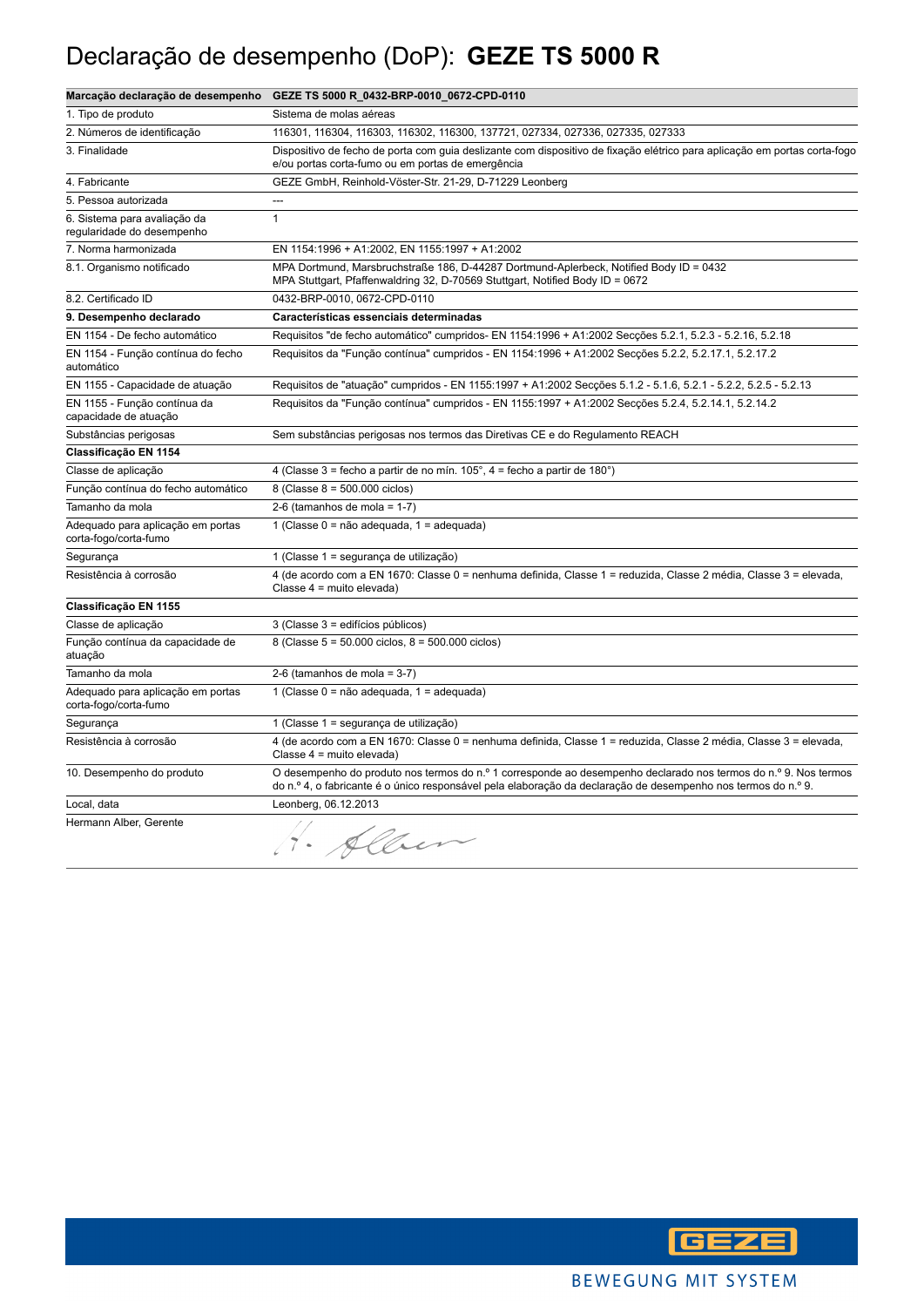# Declaração de desempenho (DoP): **GEZE TS 5000 R**

| Marcação declaração de desempenho | GEZE TS 5000 R_0432-BRP-0010_0672-CPD-0110 |
|---|---|
| 1. Tipo de produto | Sistema de molas aéreas |
| 2. Números de identificação | 116301, 116304, 116303, 116302, 116300, 137721, 027334, 027336, 027335, 027333 |
| 3. Finalidade | Dispositivo de fecho de porta com guia deslizante com dispositivo de fixação elétrico para aplicação em portas corta-fogo e/ou portas corta-fumo ou em portas de emergência |
| 4. Fabricante | GEZE GmbH, Reinhold-Vöster-Str. 21-29, D-71229 Leonberg |
| 5. Pessoa autorizada | --- |
| 6. Sistema para avaliação da regularidade do desempenho | 1 |
| 7. Norma harmonizada | EN 1154:1996 + A1:2002, EN 1155:1997 + A1:2002 |
| 8.1. Organismo notificado | MPA Dortmund, Marsbruchstraße 186, D-44287 Dortmund-Aplerbeck, Notified Body ID = 0432<br>MPA Stuttgart, Pfaffenwaldring 32, D-70569 Stuttgart, Notified Body ID = 0672 |
| 8.2. Certificado ID | 0432-BRP-0010, 0672-CPD-0110 |
| **9. Desempenho declarado** | **Características essenciais determinadas** |
| EN 1154 - De fecho automático | Requisitos "de fecho automático" cumpridos- EN 1154:1996 + A1:2002 Secções 5.2.1, 5.2.3 - 5.2.16, 5.2.18 |
| EN 1154 - Função contínua do fecho automático | Requisitos da "Função contínua" cumpridos - EN 1154:1996 + A1:2002 Secções 5.2.2, 5.2.17.1, 5.2.17.2 |
| EN 1155 - Capacidade de atuação | Requisitos de "atuação" cumpridos - EN 1155:1997 + A1:2002 Secções 5.1.2 - 5.1.6, 5.2.1 - 5.2.2, 5.2.5 - 5.2.13 |
| EN 1155 - Função contínua da capacidade de atuação | Requisitos da "Função contínua" cumpridos - EN 1155:1997 + A1:2002 Secções 5.2.4, 5.2.14.1, 5.2.14.2 |
| Substâncias perigosas | Sem substâncias perigosas nos termos das Diretivas CE e do Regulamento REACH |
| **Classificação EN 1154** | |
| Classe de aplicação | 4 (Classe 3 = fecho a partir de no mín. 105°, 4 = fecho a partir de 180°) |
| Função contínua do fecho automático | 8 (Classe 8 = 500.000 ciclos) |
| Tamanho da mola | 2-6 (tamanhos de mola = 1-7) |
| Adequado para aplicação em portas corta-fogo/corta-fumo | 1 (Classe 0 = não adequada, 1 = adequada) |
| Segurança | 1 (Classe 1 = segurança de utilização) |
| Resistência à corrosão | 4 (de acordo com a EN 1670: Classe 0 = nenhuma definida, Classe 1 = reduzida, Classe 2 média, Classe 3 = elevada, Classe 4 = muito elevada) |
| **Classificação EN 1155** | |
| Classe de aplicação | 3 (Classe 3 = edifícios públicos) |
| Função contínua da capacidade de atuação | 8 (Classe 5 = 50.000 ciclos, 8 = 500.000 ciclos) |
| Tamanho da mola | 2-6 (tamanhos de mola = 3-7) |
| Adequado para aplicação em portas corta-fogo/corta-fumo | 1 (Classe 0 = não adequada, 1 = adequada) |
| Segurança | 1 (Classe 1 = segurança de utilização) |
| Resistência à corrosão | 4 (de acordo com a EN 1670: Classe 0 = nenhuma definida, Classe 1 = reduzida, Classe 2 média, Classe 3 = elevada, Classe 4 = muito elevada) |
| 10. Desempenho do produto | O desempenho do produto nos termos do n.º 1 corresponde ao desempenho declarado nos termos do n.º 9. Nos termos do n.º 4, o fabricante é o único responsável pela elaboração da declaração de desempenho nos termos do n.º 9. |
| Local, data | Leonberg, 06.12.2013 |
| Hermann Alber, Gerente | H. Alber |

GEZE

BEWEGUNG MIT SYSTEM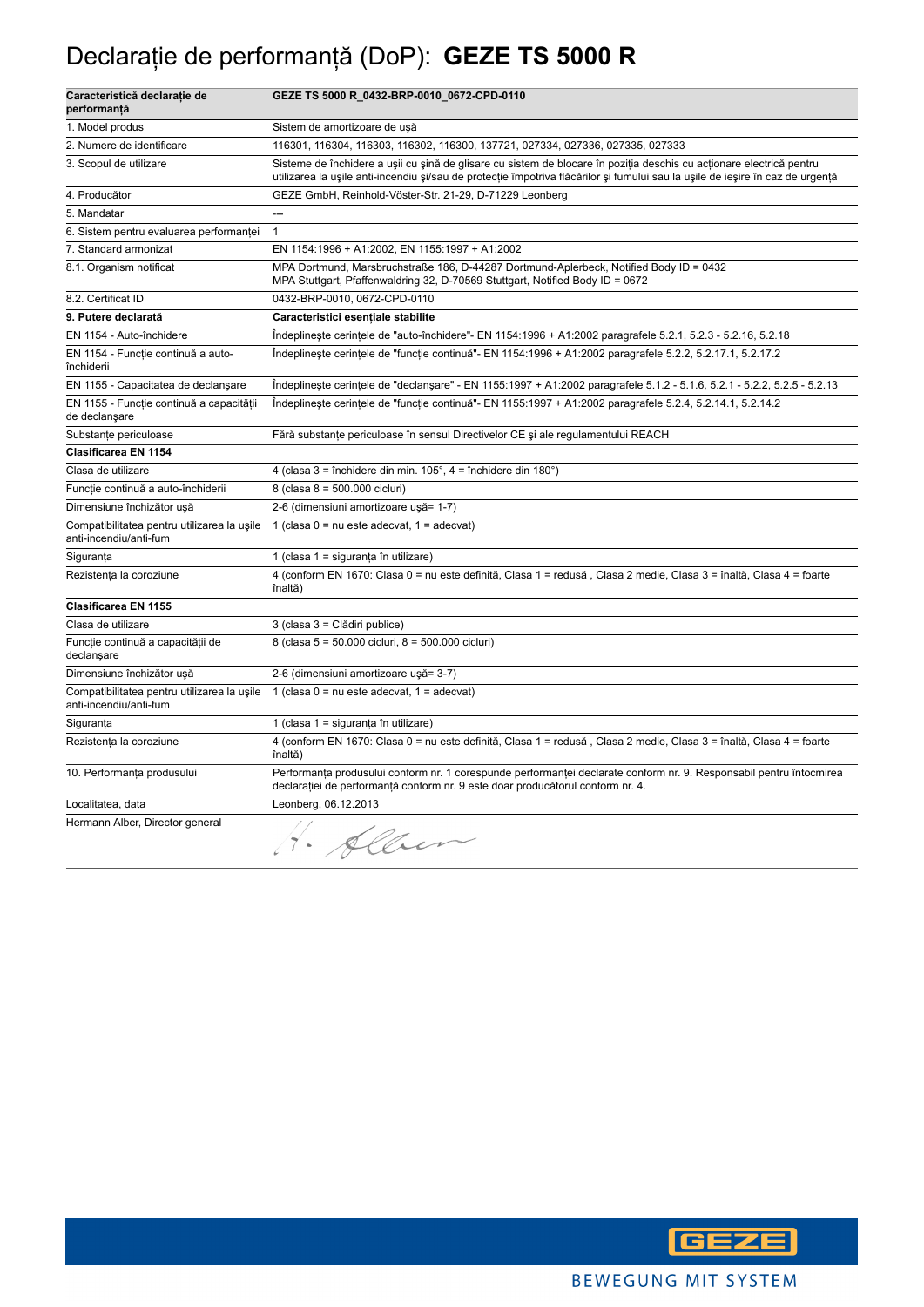# Declarație de performanță (DoP): **GEZE TS 5000 R**

| Caracteristică declarație de performanță | GEZE TS 5000 R_0432-BRP-0010_0672-CPD-0110 |
|---|---|
| 1. Model produs | Sistem de amortizoare de ușă |
| 2. Numere de identificare | 116301, 116304, 116303, 116302, 116300, 137721, 027334, 027336, 027335, 027333 |
| 3. Scopul de utilizare | Sisteme de închidere a ușii cu șină de glisare cu sistem de blocare în poziția deschis cu acționare electrică pentru utilizarea la ușile anti-incendiu și/sau de protecție împotriva flăcărilor și fumului sau la ușile de ieșire în caz de urgență |
| 4. Producător | GEZE GmbH, Reinhold-Vöster-Str. 21-29, D-71229 Leonberg |
| 5. Mandatar | --- |
| 6. Sistem pentru evaluarea performanței | 1 |
| 7. Standard armonizat | EN 1154:1996 + A1:2002, EN 1155:1997 + A1:2002 |
| 8.1. Organism notificat | MPA Dortmund, Marsbruchstraße 186, D-44287 Dortmund-Aplerbeck, Notified Body ID = 0432<br>MPA Stuttgart, Pfaffenwaldring 32, D-70569 Stuttgart, Notified Body ID = 0672 |
| 8.2. Certificat ID | 0432-BRP-0010, 0672-CPD-0110 |
| **9. Putere declarată** | **Caracteristici esențiale stabilite** |
| EN 1154 - Auto-închidere | Îndeplinește cerințele de "auto-închidere"- EN 1154:1996 + A1:2002 paragrafele 5.2.1, 5.2.3 - 5.2.16, 5.2.18 |
| EN 1154 - Funcție continuă a auto-închiderii | Îndeplinește cerințele de "funcție continuă"- EN 1154:1996 + A1:2002 paragrafele 5.2.2, 5.2.17.1, 5.2.17.2 |
| EN 1155 - Capacitatea de declanșare | Îndeplinește cerințele de "declanșare" - EN 1155:1997 + A1:2002 paragrafele 5.1.2 - 5.1.6, 5.2.1 - 5.2.2, 5.2.5 - 5.2.13 |
| EN 1155 - Funcție continuă a capacității de declanșare | Îndeplinește cerințele de "funcție continuă"- EN 1155:1997 + A1:2002 paragrafele 5.2.4, 5.2.14.1, 5.2.14.2 |
| Substanțe periculoase | Fără substanțe periculoase în sensul Directivelor CE și ale regulamentului REACH |
| **Clasificarea EN 1154** | |
| Clasa de utilizare | 4 (clasa 3 = închidere din min. 105°, 4 = închidere din 180°) |
| Funcție continuă a auto-închiderii | 8 (clasa 8 = 500.000 cicluri) |
| Dimensiune închizător ușă | 2-6 (dimensiuni amortizoare ușă= 1-7) |
| Compatibilitatea pentru utilizarea la ușile anti-incendiu/anti-fum | 1 (clasa 0 = nu este adecvat, 1 = adecvat) |
| Siguranța | 1 (clasa 1 = siguranța în utilizare) |
| Rezistența la coroziune | 4 (conform EN 1670: Clasa 0 = nu este definită, Clasa 1 = redusă , Clasa 2 medie, Clasa 3 = înaltă, Clasa 4 = foarte înaltă) |
| **Clasificarea EN 1155** | |
| Clasa de utilizare | 3 (clasa 3 = Clădiri publice) |
| Funcție continuă a capacității de declanșare | 8 (clasa 5 = 50.000 cicluri, 8 = 500.000 cicluri) |
| Dimensiune închizător ușă | 2-6 (dimensiuni amortizoare ușă= 3-7) |
| Compatibilitatea pentru utilizarea la ușile anti-incendiu/anti-fum | 1 (clasa 0 = nu este adecvat, 1 = adecvat) |
| Siguranța | 1 (clasa 1 = siguranța în utilizare) |
| Rezistența la coroziune | 4 (conform EN 1670: Clasa 0 = nu este definită, Clasa 1 = redusă , Clasa 2 medie, Clasa 3 = înaltă, Clasa 4 = foarte înaltă) |
| 10. Performanța produsului | Performanța produsului conform nr. 1 corespunde performanței declarate conform nr. 9. Responsabil pentru întocmirea declarației de performanță conform nr. 9 este doar producătorul conform nr. 4. |
| Localitatea, data | Leonberg, 06.12.2013 |
| Hermann Alber, Director general | H. Alber |

BEWEGUNG MIT SYSTEM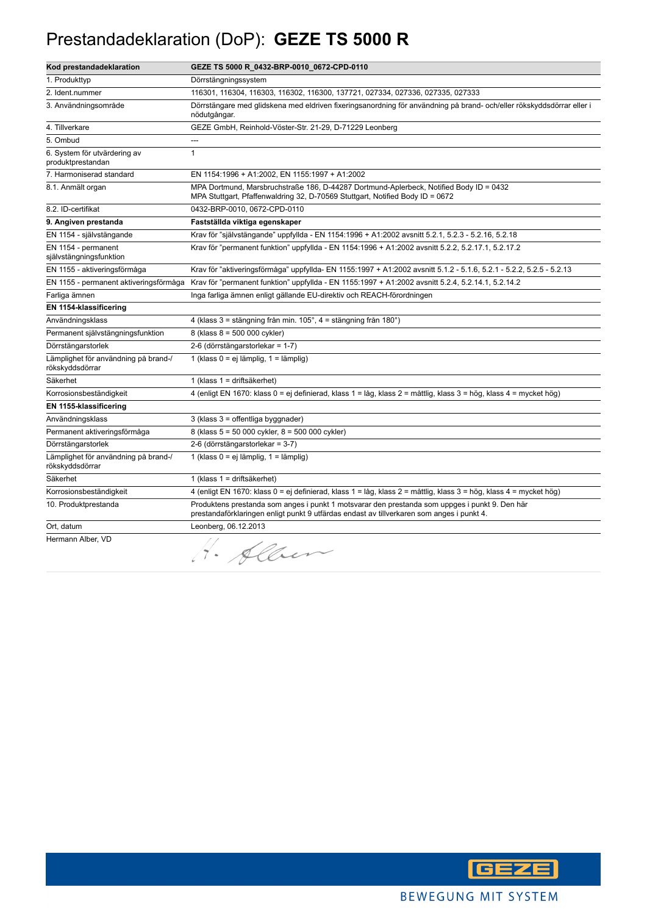# Prestandadeklaration (DoP): **GEZE TS 5000 R**

| Kod prestandadeklaration | GEZE TS 5000 R_0432-BRP-0010_0672-CPD-0110 |
|---|---|
| 1. Produkttyp | Dörrstängningssystem |
| 2. Ident.nummer | 116301, 116304, 116303, 116302, 116300, 137721, 027334, 027336, 027335, 027333 |
| 3. Användningsområde | Dörrstängare med glidskena med eldriven fixeringsanordning för användning på brand- och/eller rökskyddsdörrar eller i nödutgångar. |
| 4. Tillverkare | GEZE GmbH, Reinhold-Vöster-Str. 21-29, D-71229 Leonberg |
| 5. Ombud | --- |
| 6. System för utvärdering av produktprestandan | 1 |
| 7. Harmoniserad standard | EN 1154:1996 + A1:2002, EN 1155:1997 + A1:2002 |
| 8.1. Anmält organ | MPA Dortmund, Marsbruchstraße 186, D-44287 Dortmund-Aplerbeck, Notified Body ID = 0432<br>MPA Stuttgart, Pfaffenwaldring 32, D-70569 Stuttgart, Notified Body ID = 0672 |
| 8.2. ID-certifikat | 0432-BRP-0010, 0672-CPD-0110 |
| **9. Angiven prestanda** | **Fastställda viktiga egenskaper** |
| EN 1154 - självstängande | Krav för "självstängande" uppfyllda - EN 1154:1996 + A1:2002 avsnitt 5.2.1, 5.2.3 - 5.2.16, 5.2.18 |
| EN 1154 - permanent självstängningsfunktion | Krav för "permanent funktion" uppfyllda - EN 1154:1996 + A1:2002 avsnitt 5.2.2, 5.2.17.1, 5.2.17.2 |
| EN 1155 - aktiveringsförmåga | Krav för "aktiveringsförmåga" uppfyllda- EN 1155:1997 + A1:2002 avsnitt 5.1.2 - 5.1.6, 5.2.1 - 5.2.2, 5.2.5 - 5.2.13 |
| EN 1155 - permanent aktiveringsförmåga | Krav för "permanent funktion" uppfyllda - EN 1155:1997 + A1:2002 avsnitt 5.2.4, 5.2.14.1, 5.2.14.2 |
| Farliga ämnen | Inga farliga ämnen enligt gällande EU-direktiv och REACH-förordningen |
| **EN 1154-klassificering** | |
| Användningsklass | 4 (klass 3 = stängning från min. 105°, 4 = stängning från 180°) |
| Permanent självstängningsfunktion | 8 (klass 8 = 500 000 cykler) |
| Dörrstängarstorlek | 2-6 (dörrstängarstorlekar = 1-7) |
| Lämplighet för användning på brand-/ rökskyddsdörrar | 1 (klass 0 = ej lämplig, 1 = lämplig) |
| Säkerhet | 1 (klass 1 = driftsäkerhet) |
| Korrosionsbeständigkeit | 4 (enligt EN 1670: klass 0 = ej definierad, klass 1 = låg, klass 2 = måttlig, klass 3 = hög, klass 4 = mycket hög) |
| **EN 1155-klassificering** | |
| Användningsklass | 3 (klass 3 = offentliga byggnader) |
| Permanent aktiveringsförmåga | 8 (klass 5 = 50 000 cykler, 8 = 500 000 cykler) |
| Dörrstängarstorlek | 2-6 (dörrstängarstorlekar = 3-7) |
| Lämplighet för användning på brand-/ rökskyddsdörrar | 1 (klass 0 = ej lämplig, 1 = lämplig) |
| Säkerhet | 1 (klass 1 = driftsäkerhet) |
| Korrosionsbeständigkeit | 4 (enligt EN 1670: klass 0 = ej definierad, klass 1 = låg, klass 2 = måttlig, klass 3 = hög, klass 4 = mycket hög) |
| 10. Produktprestanda | Produktens prestanda som anges i punkt 1 motsvarar den prestanda som uppges i punkt 9. Den här prestandaförklaringen enligt punkt 9 utfärdas endast av tillverkaren som anges i punkt 4. |
| Ort, datum | Leonberg, 06.12.2013 |
| Hermann Alber, VD | H. Alber |

GEZE

BEWEGUNG MIT SYSTEM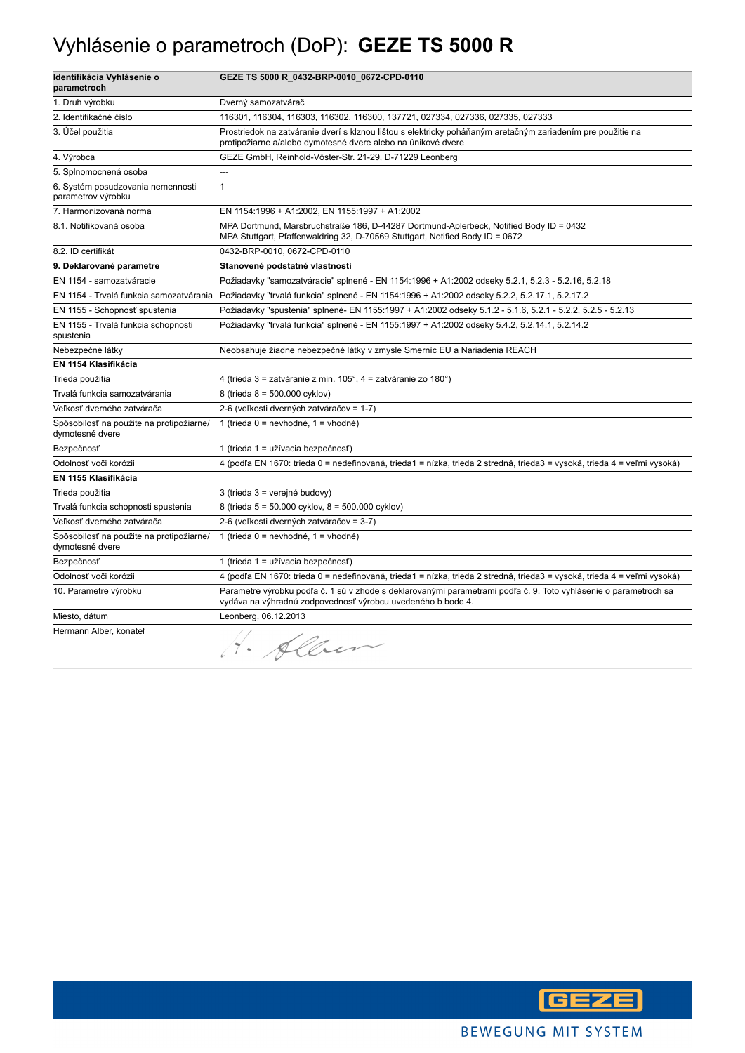# Vyhlásenie o parametroch (DoP): **GEZE TS 5000 R**

| **Identifikácia Vyhlásenie o parametroch** | **GEZE TS 5000 R_0432-BRP-0010_0672-CPD-0110** |
|---|---|
| 1. Druh výrobku | Dverný samozatvárač |
| 2. Identifikačné číslo | 116301, 116304, 116303, 116302, 116300, 137721, 027334, 027336, 027335, 027333 |
| 3. Účel použitia | Prostriedok na zatváranie dverí s klznou lištou s elektricky poháňaným aretačným zariadením pre použitie na protipožiarne a/alebo dymotesné dvere alebo na únikové dvere |
| 4. Výrobca | GEZE GmbH, Reinhold-Vöster-Str. 21-29, D-71229 Leonberg |
| 5. Splnomocnená osoba | --- |
| 6. Systém posudzovania nemennosti parametrov výrobku | 1 |
| 7. Harmonizovaná norma | EN 1154:1996 + A1:2002, EN 1155:1997 + A1:2002 |
| 8.1. Notifikovaná osoba | MPA Dortmund, Marsbruchstraße 186, D-44287 Dortmund-Aplerbeck, Notified Body ID = 0432<br>MPA Stuttgart, Pfaffenwaldring 32, D-70569 Stuttgart, Notified Body ID = 0672 |
| 8.2. ID certifikát | 0432-BRP-0010, 0672-CPD-0110 |
| **9. Deklarované parametre** | **Stanovené podstatné vlastnosti** |
| EN 1154 - samozatváracie | Požiadavky "samozatváracie" splnené - EN 1154:1996 + A1:2002 odseky 5.2.1, 5.2.3 - 5.2.16, 5.2.18 |
| EN 1154 - Trvalá funkcia samozatvárania | Požiadavky "trvalá funkcia" splnené - EN 1154:1996 + A1:2002 odseky 5.2.2, 5.2.17.1, 5.2.17.2 |
| EN 1155 - Schopnosť spustenia | Požiadavky "spustenia" splnené- EN 1155:1997 + A1:2002 odseky 5.1.2 - 5.1.6, 5.2.1 - 5.2.2, 5.2.5 - 5.2.13 |
| EN 1155 - Trvalá funkcia schopnosti spustenia | Požiadavky "trvalá funkcia" splnené - EN 1155:1997 + A1:2002 odseky 5.4.2, 5.2.14.1, 5.2.14.2 |
| Nebezpečné látky | Neobsahuje žiadne nebezpečné látky v zmysle Smerníc EU a Nariadenia REACH |
| **EN 1154 Klasifikácia** | |
| Trieda použitia | 4 (trieda 3 = zatváranie z min. 105°, 4 = zatváranie zo 180°) |
| Trvalá funkcia samozatvárania | 8 (trieda 8 = 500.000 cyklov) |
| Veľkosť dverného zatvárača | 2-6 (veľkosti dverných zatváračov = 1-7) |
| Spôsobilosť na použite na protipožiarne/ dymotesné dvere | 1 (trieda 0 = nevhodné, 1 = vhodné) |
| Bezpečnosť | 1 (trieda 1 = užívacia bezpečnosť) |
| Odolnosť voči korózii | 4 (podľa EN 1670: trieda 0 = nedefinovaná, trieda1 = nízka, trieda 2 stredná, trieda3 = vysoká, trieda 4 = veľmi vysoká) |
| **EN 1155 Klasifikácia** | |
| Trieda použitia | 3 (trieda 3 = verejné budovy) |
| Trvalá funkcia schopnosti spustenia | 8 (trieda 5 = 50.000 cyklov, 8 = 500.000 cyklov) |
| Veľkosť dverného zatvárača | 2-6 (veľkosti dverných zatváračov = 3-7) |
| Spôsobilosť na použite na protipožiarne/ dymotesné dvere | 1 (trieda 0 = nevhodné, 1 = vhodné) |
| Bezpečnosť | 1 (trieda 1 = užívacia bezpečnosť) |
| Odolnosť voči korózii | 4 (podľa EN 1670: trieda 0 = nedefinovaná, trieda1 = nízka, trieda 2 stredná, trieda3 = vysoká, trieda 4 = veľmi vysoká) |
| 10. Parametre výrobku | Parametre výrobku podľa č. 1 sú v zhode s deklarovanými parametrami podľa č. 9. Toto vyhlásenie o parametroch sa vydáva na výhradnú zodpovednosť výrobcu uvedeného b bode 4. |
| Miesto, dátum | Leonberg, 06.12.2013 |
| Hermann Alber, konateľ | H. Alber |

GEZE

BEWEGUNG MIT SYSTEM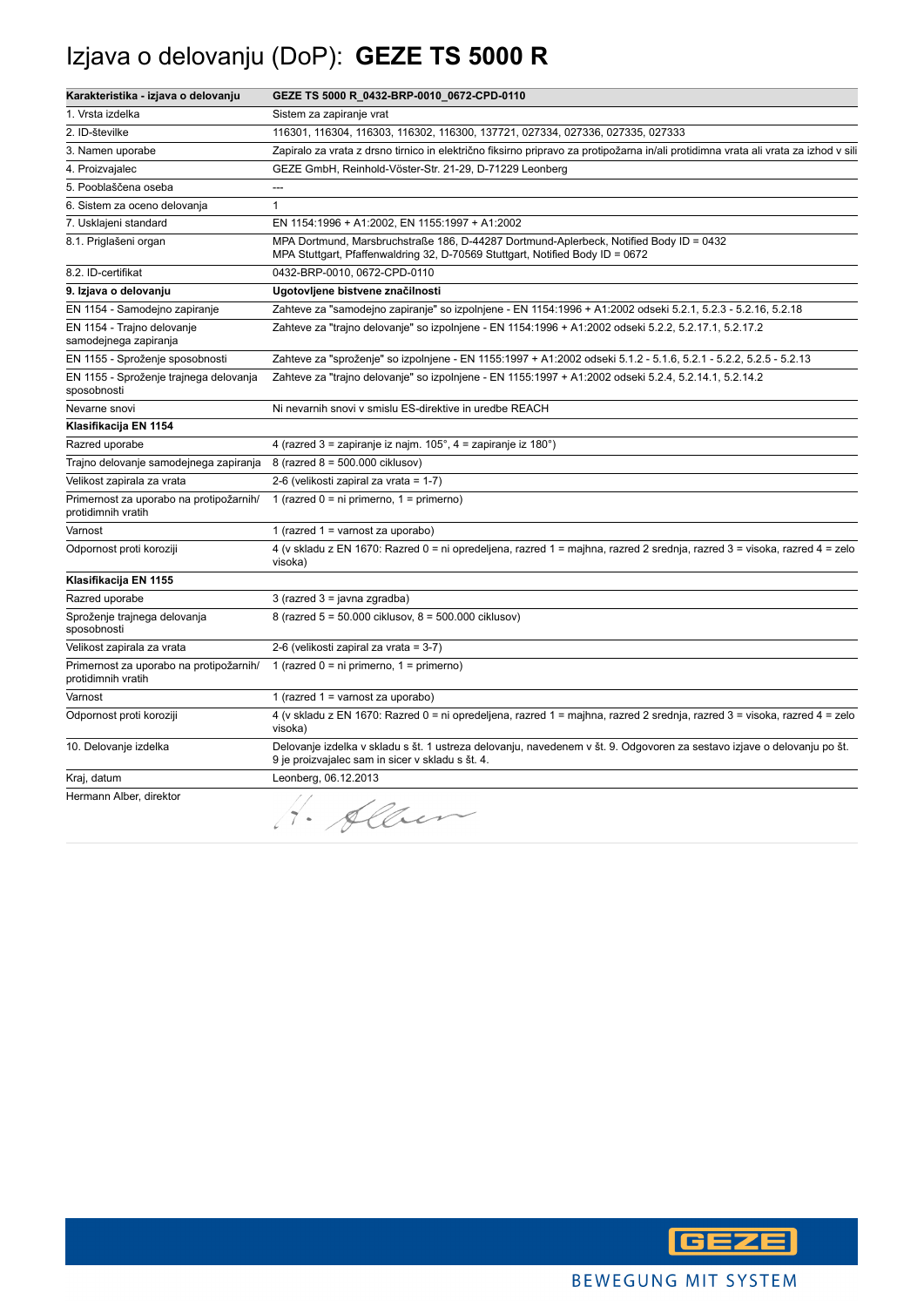# Izjava o delovanju (DoP): **GEZE TS 5000 R**

| **Karakteristika - izjava o delovanju** | **GEZE TS 5000 R_0432-BRP-0010_0672-CPD-0110** |
|---|---|
| 1. Vrsta izdelka | Sistem za zapiranje vrat |
| 2. ID-številke | 116301, 116304, 116303, 116302, 116300, 137721, 027334, 027336, 027335, 027333 |
| 3. Namen uporabe | Zapiralo za vrata z drsno tirnico in električno fiksirno pripravo za protipožarna in/ali protidimna vrata ali vrata za izhod v sili |
| 4. Proizvajalec | GEZE GmbH, Reinhold-Vöster-Str. 21-29, D-71229 Leonberg |
| 5. Pooblaščena oseba | --- |
| 6. Sistem za oceno delovanja | 1 |
| 7. Usklajeni standard | EN 1154:1996 + A1:2002, EN 1155:1997 + A1:2002 |
| 8.1. Priglašeni organ | MPA Dortmund, Marsbruchstraße 186, D-44287 Dortmund-Aplerbeck, Notified Body ID = 0432<br>MPA Stuttgart, Pfaffenwaldring 32, D-70569 Stuttgart, Notified Body ID = 0672 |
| 8.2. ID-certifikat | 0432-BRP-0010, 0672-CPD-0110 |
| **9. Izjava o delovanju** | **Ugotovljene bistvene značilnosti** |
| EN 1154 - Samodejno zapiranje | Zahteve za "samodejno zapiranje" so izpolnjene - EN 1154:1996 + A1:2002 odseki 5.2.1, 5.2.3 - 5.2.16, 5.2.18 |
| EN 1154 - Trajno delovanje samodejnega zapiranja | Zahteve za "trajno delovanje" so izpolnjene - EN 1154:1996 + A1:2002 odseki 5.2.2, 5.2.17.1, 5.2.17.2 |
| EN 1155 - Sproženje sposobnosti | Zahteve za "sproženje" so izpolnjene - EN 1155:1997 + A1:2002 odseki 5.1.2 - 5.1.6, 5.2.1 - 5.2.2, 5.2.5 - 5.2.13 |
| EN 1155 - Sproženje trajnega delovanja sposobnosti | Zahteve za "trajno delovanje" so izpolnjene - EN 1155:1997 + A1:2002 odseki 5.2.4, 5.2.14.1, 5.2.14.2 |
| Nevarne snovi | Ni nevarnih snovi v smislu ES-direktive in uredbe REACH |
| **Klasifikacija EN 1154** | |
| Razred uporabe | 4 (razred 3 = zapiranje iz najm. 105°, 4 = zapiranje iz 180°) |
| Trajno delovanje samodejnega zapiranja | 8 (razred 8 = 500.000 ciklusov) |
| Velikost zapirala za vrata | 2-6 (velikosti zapiral za vrata = 1-7) |
| Primernost za uporabo na protipožarnih/ protidimnih vratih | 1 (razred 0 = ni primerno, 1 = primerno) |
| Varnost | 1 (razred 1 = varnost za uporabo) |
| Odpornost proti koroziji | 4 (v skladu z EN 1670: Razred 0 = ni opredeljena, razred 1 = majhna, razred 2 srednja, razred 3 = visoka, razred 4 = zelo visoka) |
| **Klasifikacija EN 1155** | |
| Razred uporabe | 3 (razred 3 = javna zgradba) |
| Sproženje trajnega delovanja sposobnosti | 8 (razred 5 = 50.000 ciklusov, 8 = 500.000 ciklusov) |
| Velikost zapirala za vrata | 2-6 (velikosti zapiral za vrata = 3-7) |
| Primernost za uporabo na protipožarnih/ protidimnih vratih | 1 (razred 0 = ni primerno, 1 = primerno) |
| Varnost | 1 (razred 1 = varnost za uporabo) |
| Odpornost proti koroziji | 4 (v skladu z EN 1670: Razred 0 = ni opredeljena, razred 1 = majhna, razred 2 srednja, razred 3 = visoka, razred 4 = zelo visoka) |
| 10. Delovanje izdelka | Delovanje izdelka v skladu s št. 1 ustreza delovanju, navedenem v št. 9. Odgovoren za sestavo izjave o delovanju po št. 9 je proizvajalec sam in sicer v skladu s št. 4. |
| Kraj, datum | Leonberg, 06.12.2013 |
| Hermann Alber, direktor | H. Alber |

BEWEGUNG MIT SYSTEM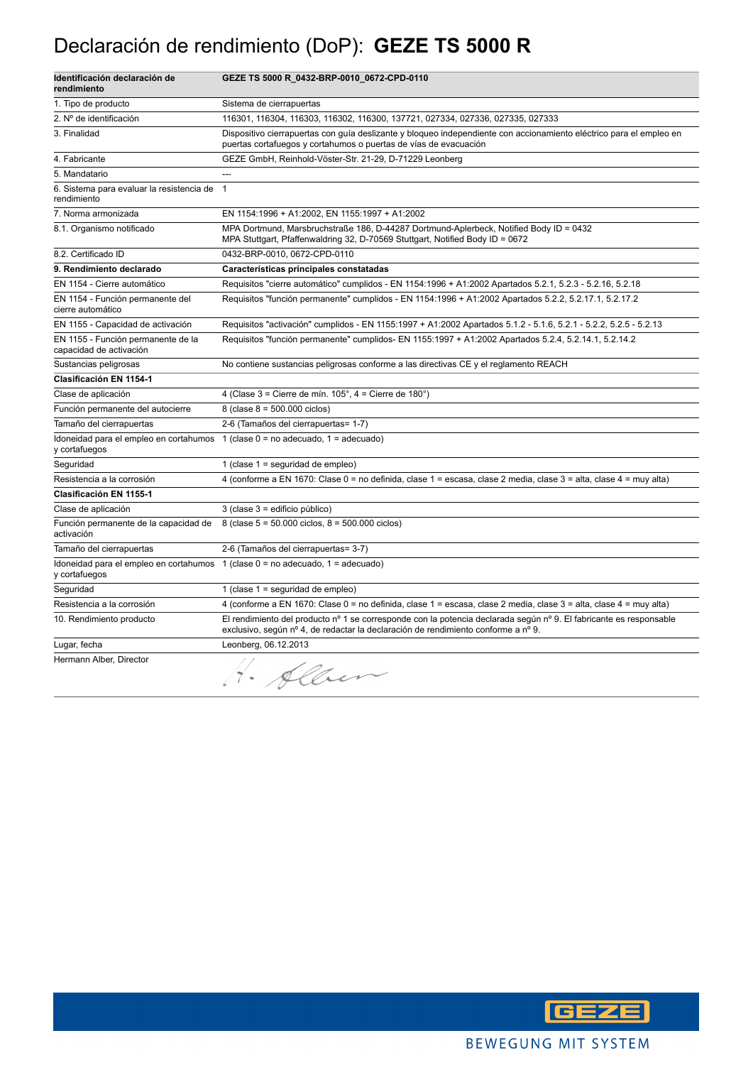# Declaración de rendimiento (DoP): **GEZE TS 5000 R**

| **Identificación declaración de rendimiento** | **GEZE TS 5000 R_0432-BRP-0010_0672-CPD-0110** |
|---|---|
| 1. Tipo de producto | Sistema de cierrapuertas |
| 2. Nº de identificación | 116301, 116304, 116303, 116302, 116300, 137721, 027334, 027336, 027335, 027333 |
| 3. Finalidad | Dispositivo cierrapuertas con guía deslizante y bloqueo independiente con accionamiento eléctrico para el empleo en puertas cortafuegos y cortahumos o puertas de vías de evacuación |
| 4. Fabricante | GEZE GmbH, Reinhold-Vöster-Str. 21-29, D-71229 Leonberg |
| 5. Mandatario | --- |
| 6. Sistema para evaluar la resistencia de rendimiento | 1 |
| 7. Norma armonizada | EN 1154:1996 + A1:2002, EN 1155:1997 + A1:2002 |
| 8.1. Organismo notificado | MPA Dortmund, Marsbruchstraße 186, D-44287 Dortmund-Aplerbeck, Notified Body ID = 0432<br>MPA Stuttgart, Pfaffenwaldring 32, D-70569 Stuttgart, Notified Body ID = 0672 |
| 8.2. Certificado ID | 0432-BRP-0010, 0672-CPD-0110 |
| **9. Rendimiento declarado** | **Características principales constatadas** |
| EN 1154 - Cierre automático | Requisitos "cierre automático" cumplidos - EN 1154:1996 + A1:2002 Apartados 5.2.1, 5.2.3 - 5.2.16, 5.2.18 |
| EN 1154 - Función permanente del cierre automático | Requisitos "función permanente" cumplidos - EN 1154:1996 + A1:2002 Apartados 5.2.2, 5.2.17.1, 5.2.17.2 |
| EN 1155 - Capacidad de activación | Requisitos "activación" cumplidos - EN 1155:1997 + A1:2002 Apartados 5.1.2 - 5.1.6, 5.2.1 - 5.2.2, 5.2.5 - 5.2.13 |
| EN 1155 - Función permanente de la capacidad de activación | Requisitos "función permanente" cumplidos- EN 1155:1997 + A1:2002 Apartados 5.2.4, 5.2.14.1, 5.2.14.2 |
| Sustancias peligrosas | No contiene sustancias peligrosas conforme a las directivas CE y el reglamento REACH |
| **Clasificación EN 1154-1** | |
| Clase de aplicación | 4 (Clase 3 = Cierre de mín. 105°, 4 = Cierre de 180°) |
| Función permanente del autocierre | 8 (clase 8 = 500.000 ciclos) |
| Tamaño del cierrapuertas | 2-6 (Tamaños del cierrapuertas= 1-7) |
| Idoneidad para el empleo en cortahumos y cortafuegos | 1 (clase 0 = no adecuado, 1 = adecuado) |
| Seguridad | 1 (clase 1 = seguridad de empleo) |
| Resistencia a la corrosión | 4 (conforme a EN 1670: Clase 0 = no definida, clase 1 = escasa, clase 2 media, clase 3 = alta, clase 4 = muy alta) |
| **Clasificación EN 1155-1** | |
| Clase de aplicación | 3 (clase 3 = edificio público) |
| Función permanente de la capacidad de activación | 8 (clase 5 = 50.000 ciclos, 8 = 500.000 ciclos) |
| Tamaño del cierrapuertas | 2-6 (Tamaños del cierrapuertas= 3-7) |
| Idoneidad para el empleo en cortahumos y cortafuegos | 1 (clase 0 = no adecuado, 1 = adecuado) |
| Seguridad | 1 (clase 1 = seguridad de empleo) |
| Resistencia a la corrosión | 4 (conforme a EN 1670: Clase 0 = no definida, clase 1 = escasa, clase 2 media, clase 3 = alta, clase 4 = muy alta) |
| 10. Rendimiento producto | El rendimiento del producto nº 1 se corresponde con la potencia declarada según nº 9. El fabricante es responsable exclusivo, según nº 4, de redactar la declaración de rendimiento conforme a nº 9. |
| Lugar, fecha | Leonberg, 06.12.2013 |
| Hermann Alber, Director | H. Alber |

GEZE

BEWEGUNG MIT SYSTEM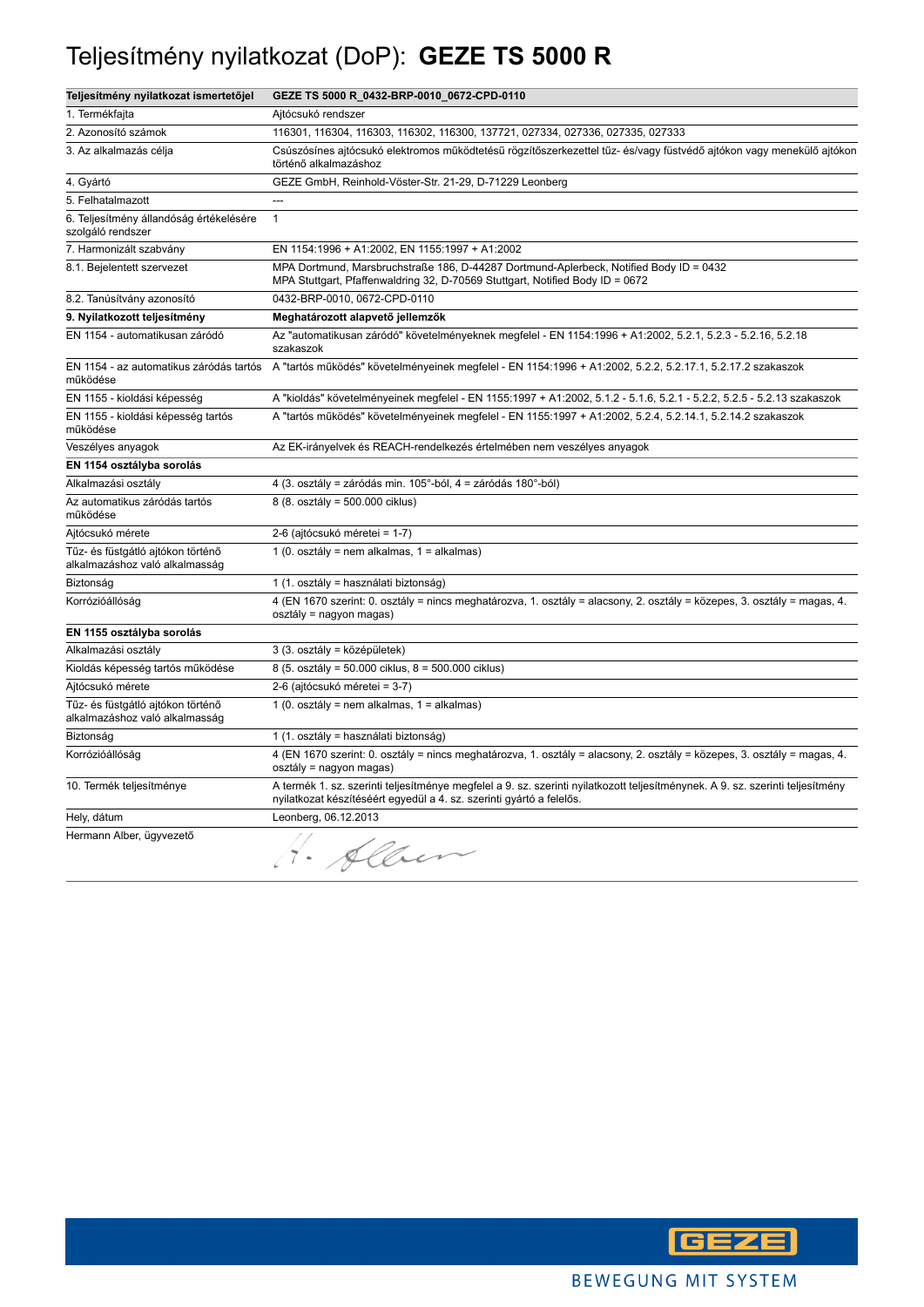# Teljesítmény nyilatkozat (DoP): **GEZE TS 5000 R**

| Teljesítmény nyilatkozat ismertetőjel | GEZE TS 5000 R_0432-BRP-0010_0672-CPD-0110 |
| --- | --- |
| 1. Termékfajta | Ajtócsukó rendszer |
| 2. Azonosító számok | 116301, 116304, 116303, 116302, 116300, 137721, 027334, 027336, 027335, 027333 |
| 3. Az alkalmazás célja | Csúszósínes ajtócsukó elektromos működtetésű rögzítőszerkezettel tűz- és/vagy füstvédő ajtókon vagy menekülő ajtókon történő alkalmazáshoz |
| 4. Gyártó | GEZE GmbH, Reinhold-Vöster-Str. 21-29, D-71229 Leonberg |
| 5. Felhatalmazott | --- |
| 6. Teljesítmény állandóság értékelésére szolgáló rendszer | 1 |
| 7. Harmonizált szabvány | EN 1154:1996 + A1:2002, EN 1155:1997 + A1:2002 |
| 8.1. Bejelentett szervezet | MPA Dortmund, Marsbruchstraße 186, D-44287 Dortmund-Aplerbeck, Notified Body ID = 0432<br>MPA Stuttgart, Pfaffenwaldring 32, D-70569 Stuttgart, Notified Body ID = 0672 |
| 8.2. Tanúsítvány azonosító | 0432-BRP-0010, 0672-CPD-0110 |
| **9. Nyilatkozott teljesítmény** | **Meghatározott alapvető jellemzők** |
| EN 1154 - automatikusan záródó | Az "automatikusan záródó" követelményeknek megfelel - EN 1154:1996 + A1:2002, 5.2.1, 5.2.3 - 5.2.16, 5.2.18 szakaszok |
| EN 1154 - az automatikus záródás tartós működése | A "tartós működés" követelményeinek megfelel - EN 1154:1996 + A1:2002, 5.2.2, 5.2.17.1, 5.2.17.2 szakaszok |
| EN 1155 - kioldási képesség | A "kioldás" követelményeinek megfelel - EN 1155:1997 + A1:2002, 5.1.2 - 5.1.6, 5.2.1 - 5.2.2, 5.2.5 - 5.2.13 szakaszok |
| EN 1155 - kioldási képesség tartós működése | A "tartós működés" követelményeinek megfelel - EN 1155:1997 + A1:2002, 5.2.4, 5.2.14.1, 5.2.14.2 szakaszok |
| Veszélyes anyagok | Az EK-irányelvek és REACH-rendelkezés értelmében nem veszélyes anyagok |
| **EN 1154 osztályba sorolás** | |
| Alkalmazási osztály | 4 (3. osztály = záródás min. 105°-ból, 4 = záródás 180°-ból) |
| Az automatikus záródás tartós működése | 8 (8. osztály = 500.000 ciklus) |
| Ajtócsukó mérete | 2-6 (ajtócsukó méretei = 1-7) |
| Tűz- és füstgátló ajtókon történő alkalmazáshoz való alkalmasság | 1 (0. osztály = nem alkalmas, 1 = alkalmas) |
| Biztonság | 1 (1. osztály = használati biztonság) |
| Korrózióállóság | 4 (EN 1670 szerint: 0. osztály = nincs meghatározva, 1. osztály = alacsony, 2. osztály = közepes, 3. osztály = magas, 4. osztály = nagyon magas) |
| **EN 1155 osztályba sorolás** | |
| Alkalmazási osztály | 3 (3. osztály = középületek) |
| Kioldás képesség tartós működése | 8 (5. osztály = 50.000 ciklus, 8 = 500.000 ciklus) |
| Ajtócsukó mérete | 2-6 (ajtócsukó méretei = 3-7) |
| Tűz- és füstgátló ajtókon történő alkalmazáshoz való alkalmasság | 1 (0. osztály = nem alkalmas, 1 = alkalmas) |
| Biztonság | 1 (1. osztály = használati biztonság) |
| Korrózióállóság | 4 (EN 1670 szerint: 0. osztály = nincs meghatározva, 1. osztály = alacsony, 2. osztály = közepes, 3. osztály = magas, 4. osztály = nagyon magas) |
| 10. Termék teljesítménye | A termék 1. sz. szerinti teljesítménye megfelel a 9. sz. szerinti nyilatkozott teljesítménynek. A 9. sz. szerinti teljesítmény nyilatkozat készítéséért egyedül a 4. sz. szerinti gyártó a felelős. |
| Hely, dátum | Leonberg, 06.12.2013 |
| Hermann Alber, ügyvezető | H. Alber |

GEZE

BEWEGUNG MIT SYSTEM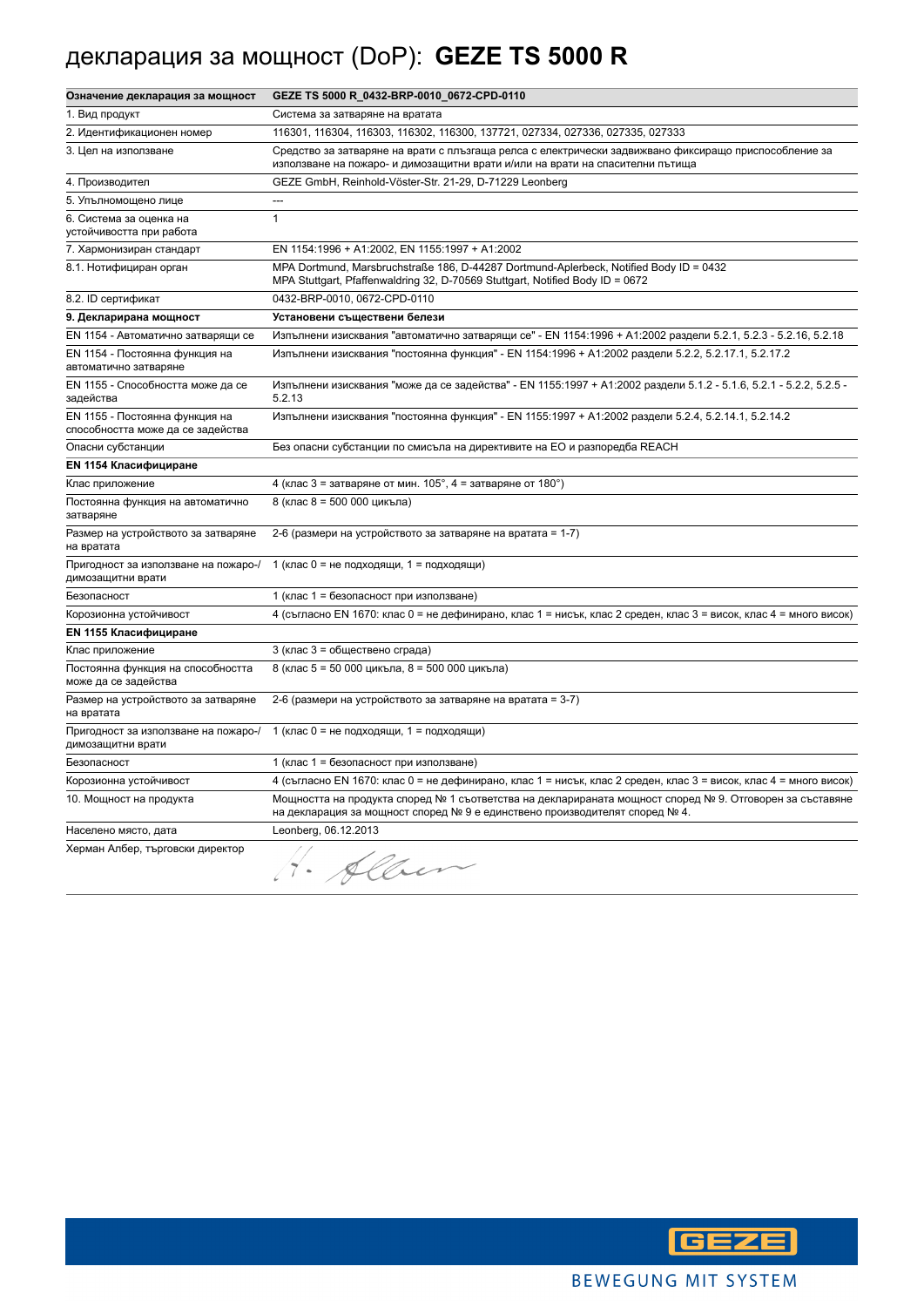# декларация за мощност (DoP): **GEZE TS 5000 R**

| **Означение декларация за мощност** | **GEZE TS 5000 R_0432-BRP-0010_0672-CPD-0110** |
|---|---|
| 1. Вид продукт | Система за затваряне на вратата |
| 2. Идентификационен номер | 116301, 116304, 116303, 116302, 116300, 137721, 027334, 027336, 027335, 027333 |
| 3. Цел на използване | Средство за затваряне на врати с плъзгаща релса с електрически задвижвано фиксиращо приспособление за използване на пожаро- и димозащитни врати и/или на врати на спасителни пътища |
| 4. Производител | GEZE GmbH, Reinhold-Vöster-Str. 21-29, D-71229 Leonberg |
| 5. Упълномощено лице | --- |
| 6. Система за оценка на устойчивостта при работа | 1 |
| 7. Хармонизиран стандарт | EN 1154:1996 + A1:2002, EN 1155:1997 + A1:2002 |
| 8.1. Нотифициран орган | MPA Dortmund, Marsbruchstraße 186, D-44287 Dortmund-Aplerbeck, Notified Body ID = 0432<br>MPA Stuttgart, Pfaffenwaldring 32, D-70569 Stuttgart, Notified Body ID = 0672 |
| 8.2. ID сертификат | 0432-BRP-0010, 0672-CPD-0110 |
| **9. Декларирана мощност** | **Установени съществени белези** |
| EN 1154 - Автоматично затварящи се | Изпълнени изисквания "автоматично затварящи се" - EN 1154:1996 + A1:2002 раздели 5.2.1, 5.2.3 - 5.2.16, 5.2.18 |
| EN 1154 - Постоянна функция на автоматично затваряне | Изпълнени изисквания "постоянна функция" - EN 1154:1996 + A1:2002 раздели 5.2.2, 5.2.17.1, 5.2.17.2 |
| EN 1155 - Способността може да се задейства | Изпълнени изисквания "може да се задейства" - EN 1155:1997 + A1:2002 раздели 5.1.2 - 5.1.6, 5.2.1 - 5.2.2, 5.2.5 - 5.2.13 |
| EN 1155 - Постоянна функция на способността може да се задейства | Изпълнени изисквания "постоянна функция" - EN 1155:1997 + A1:2002 раздели 5.2.4, 5.2.14.1, 5.2.14.2 |
| Опасни субстанции | Без опасни субстанции по смисъла на директивите на ЕО и разпоредба REACH |
| **EN 1154 Класифициране** | |
| Клас приложение | 4 (клас 3 = затваряне от мин. 105°, 4 = затваряне от 180°) |
| Постоянна функция на автоматично затваряне | 8 (клас 8 = 500 000 цикъла) |
| Размер на устройството за затваряне на вратата | 2-6 (размери на устройството за затваряне на вратата = 1-7) |
| Пригодност за използване на пожаро-/димозащитни врати | 1 (клас 0 = не подходящи, 1 = подходящи) |
| Безопасност | 1 (клас 1 = безопасност при използване) |
| Корозионна устойчивост | 4 (съгласно EN 1670: клас 0 = не дефинирано, клас 1 = нисък, клас 2 среден, клас 3 = висок, клас 4 = много висок) |
| **EN 1155 Класифициране** | |
| Клас приложение | 3 (клас 3 = обществено сграда) |
| Постоянна функция на способността може да се задейства | 8 (клас 5 = 50 000 цикъла, 8 = 500 000 цикъла) |
| Размер на устройството за затваряне на вратата | 2-6 (размери на устройството за затваряне на вратата = 3-7) |
| Пригодност за използване на пожаро-/димозащитни врати | 1 (клас 0 = не подходящи, 1 = подходящи) |
| Безопасност | 1 (клас 1 = безопасност при използване) |
| Корозионна устойчивост | 4 (съгласно EN 1670: клас 0 = не дефинирано, клас 1 = нисък, клас 2 среден, клас 3 = висок, клас 4 = много висок) |
| 10. Мощност на продукта | Мощността на продукта според № 1 съответства на декларираната мощност според № 9. Отговорен за съставяне на декларация за мощност според № 9 е единствено производителят според № 4. |
| Населено място, дата | Leonberg, 06.12.2013 |
| Херман Албер, търговски директор | H. Alber |

BEWEGUNG MIT SYSTEM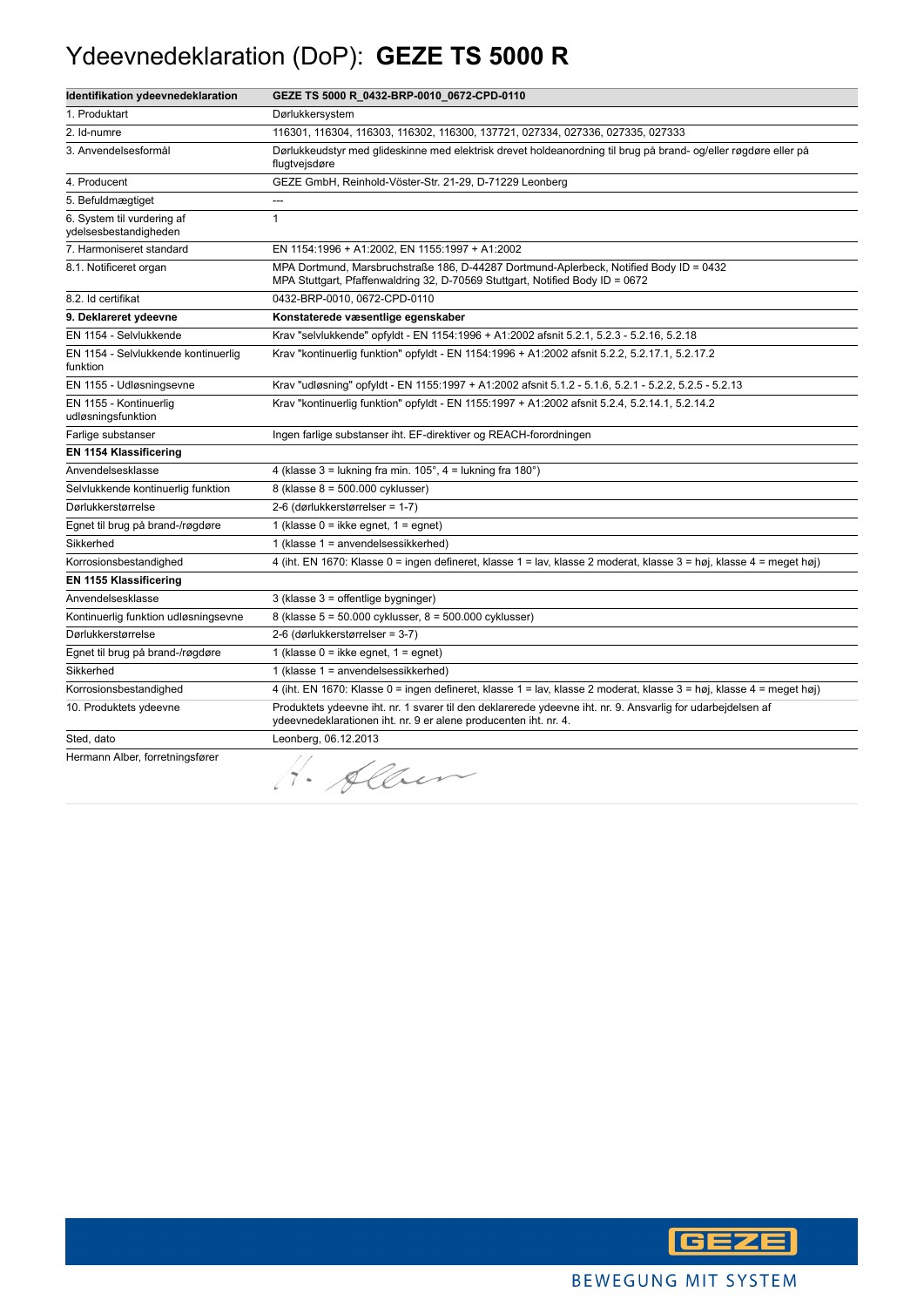# Ydeevnedeklaration (DoP): **GEZE TS 5000 R**

| Identifikation ydeevnedeklaration | GEZE TS 5000 R_0432-BRP-0010_0672-CPD-0110 |
|---|---|
| 1. Produktart | Dørlukkersystem |
| 2. Id-numre | 116301, 116304, 116303, 116302, 116300, 137721, 027334, 027336, 027335, 027333 |
| 3. Anvendelsesformål | Dørlukkeudstyr med glideskinne med elektrisk drevet holdeanordning til brug på brand- og/eller røgdøre eller på flugtvejsdøre |
| 4. Producent | GEZE GmbH, Reinhold-Vöster-Str. 21-29, D-71229 Leonberg |
| 5. Befuldmægtiget | --- |
| 6. System til vurdering af ydelsesbestandigheden | 1 |
| 7. Harmoniseret standard | EN 1154:1996 + A1:2002, EN 1155:1997 + A1:2002 |
| 8.1. Notificeret organ | MPA Dortmund, Marsbruchstraße 186, D-44287 Dortmund-Aplerbeck, Notified Body ID = 0432<br>MPA Stuttgart, Pfaffenwaldring 32, D-70569 Stuttgart, Notified Body ID = 0672 |
| 8.2. Id certifikat | 0432-BRP-0010, 0672-CPD-0110 |
| **9. Deklareret ydeevne** | **Konstaterede væsentlige egenskaber** |
| EN 1154 - Selvlukkende | Krav "selvlukkende" opfyldt - EN 1154:1996 + A1:2002 afsnit 5.2.1, 5.2.3 - 5.2.16, 5.2.18 |
| EN 1154 - Selvlukkende kontinuerlig funktion | Krav "kontinuerlig funktion" opfyldt - EN 1154:1996 + A1:2002 afsnit 5.2.2, 5.2.17.1, 5.2.17.2 |
| EN 1155 - Udløsningsevne | Krav "udløsning" opfyldt - EN 1155:1997 + A1:2002 afsnit 5.1.2 - 5.1.6, 5.2.1 - 5.2.2, 5.2.5 - 5.2.13 |
| EN 1155 - Kontinuerlig udløsningsfunktion | Krav "kontinuerlig funktion" opfyldt - EN 1155:1997 + A1:2002 afsnit 5.2.4, 5.2.14.1, 5.2.14.2 |
| Farlige substanser | Ingen farlige substanser iht. EF-direktiver og REACH-forordningen |
| **EN 1154 Klassificering** | |
| Anvendelsesklasse | 4 (klasse 3 = lukning fra min. 105°, 4 = lukning fra 180°) |
| Selvlukkende kontinuerlig funktion | 8 (klasse 8 = 500.000 cyklusser) |
| Dørlukkerstørrelse | 2-6 (dørlukkerstørrelser = 1-7) |
| Egnet til brug på brand-/røgdøre | 1 (klasse 0 = ikke egnet, 1 = egnet) |
| Sikkerhed | 1 (klasse 1 = anvendelsessikkerhed) |
| Korrosionsbestandighed | 4 (iht. EN 1670: Klasse 0 = ingen defineret, klasse 1 = lav, klasse 2 moderat, klasse 3 = høj, klasse 4 = meget høj) |
| **EN 1155 Klassificering** | |
| Anvendelsesklasse | 3 (klasse 3 = offentlige bygninger) |
| Kontinuerlig funktion udløsningsevne | 8 (klasse 5 = 50.000 cyklusser, 8 = 500.000 cyklusser) |
| Dørlukkerstørrelse | 2-6 (dørlukkerstørrelser = 3-7) |
| Egnet til brug på brand-/røgdøre | 1 (klasse 0 = ikke egnet, 1 = egnet) |
| Sikkerhed | 1 (klasse 1 = anvendelsessikkerhed) |
| Korrosionsbestandighed | 4 (iht. EN 1670: Klasse 0 = ingen defineret, klasse 1 = lav, klasse 2 moderat, klasse 3 = høj, klasse 4 = meget høj) |
| 10. Produktets ydeevne | Produktets ydeevne iht. nr. 1 svarer til den deklarerede ydeevne iht. nr. 9. Ansvarlig for udarbejdelsen af ydeevnedeklarationen iht. nr. 9 er alene producenten iht. nr. 4. |
| Sted, dato | Leonberg, 06.12.2013 |
| Hermann Alber, forretningsfører | H. Alber |

GEZE

BEWEGUNG MIT SYSTEM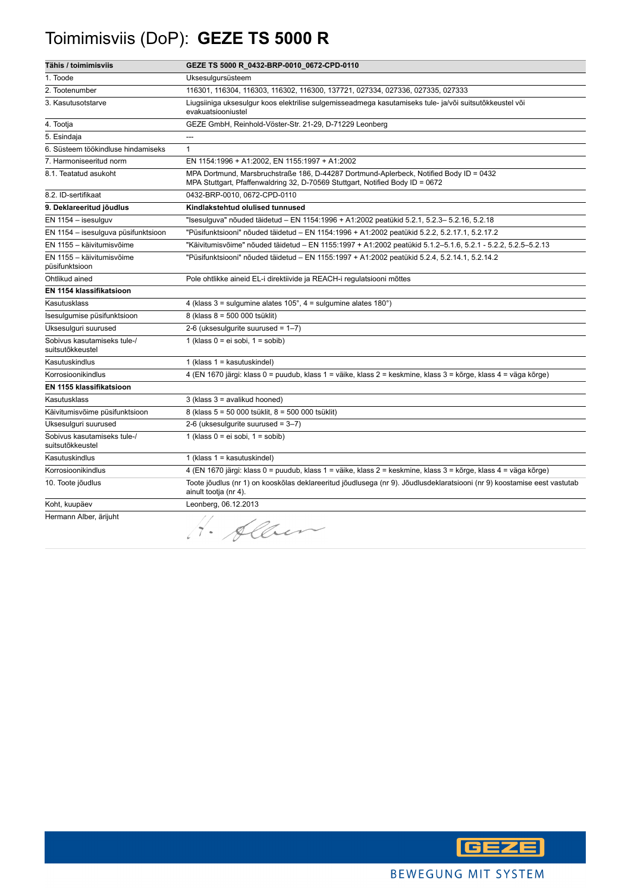# Toimimisviis (DoP): **GEZE TS 5000 R**

| Tähis / toimimisviis | GEZE TS 5000 R_0432-BRP-0010_0672-CPD-0110 |
|---|---|
| 1. Toode | Uksesulgursüsteem |
| 2. Tootenumber | 116301, 116304, 116303, 116302, 116300, 137721, 027334, 027336, 027335, 027333 |
| 3. Kasutusotstarve | Liugsiiniga uksesulgur koos elektrilise sulgemisseadmega kasutamiseks tule- ja/või suitsutõkkeustel või evakuatsiooniustel |
| 4. Tootja | GEZE GmbH, Reinhold-Vöster-Str. 21-29, D-71229 Leonberg |
| 5. Esindaja | --- |
| 6. Süsteem töökindluse hindamiseks | 1 |
| 7. Harmoniseeritud norm | EN 1154:1996 + A1:2002, EN 1155:1997 + A1:2002 |
| 8.1. Teatatud asukoht | MPA Dortmund, Marsbruchstraße 186, D-44287 Dortmund-Aplerbeck, Notified Body ID = 0432<br>MPA Stuttgart, Pfaffenwaldring 32, D-70569 Stuttgart, Notified Body ID = 0672 |
| 8.2. ID-sertifikaat | 0432-BRP-0010, 0672-CPD-0110 |
| **9. Deklareeritud jõudlus** | **Kindlakstehtud olulised tunnused** |
| EN 1154 – isesulguv | "Isesulguva" nõuded täidetud – EN 1154:1996 + A1:2002 peatükid 5.2.1, 5.2.3– 5.2.16, 5.2.18 |
| EN 1154 – isesulguva püsifunktsioon | "Püsifunktsiooni" nõuded täidetud – EN 1154:1996 + A1:2002 peatükid 5.2.2, 5.2.17.1, 5.2.17.2 |
| EN 1155 – käivitumisvõime | "Käivitumisvõime" nõuded täidetud – EN 1155:1997 + A1:2002 peatükid 5.1.2–5.1.6, 5.2.1 - 5.2.2, 5.2.5–5.2.13 |
| EN 1155 – käivitumisvõime püsifunktsioon | "Püsifunktsiooni" nõuded täidetud – EN 1155:1997 + A1:2002 peatükid 5.2.4, 5.2.14.1, 5.2.14.2 |
| Ohtlikud ained | Pole ohtlikke aineid EL-i direktiivide ja REACH-i regulatsiooni mõttes |
| **EN 1154 klassifikatsioon** | |
| Kasutusklass | 4 (klass 3 = sulgumine alates 105°, 4 = sulgumine alates 180°) |
| Isesulgumise püsifunktsioon | 8 (klass 8 = 500 000 tsüklit) |
| Uksesulguri suurused | 2-6 (uksesulgurite suurused = 1–7) |
| Sobivus kasutamiseks tule-/ suitsutõkkeustel | 1 (klass 0 = ei sobi, 1 = sobib) |
| Kasutuskindlus | 1 (klass 1 = kasutuskindel) |
| Korrosioonikindlus | 4 (EN 1670 järgi: klass 0 = puudub, klass 1 = väike, klass 2 = keskmine, klass 3 = kõrge, klass 4 = väga kõrge) |
| **EN 1155 klassifikatsioon** | |
| Kasutusklass | 3 (klass 3 = avalikud hooned) |
| Käivitumisvõime püsifunktsioon | 8 (klass 5 = 50 000 tsüklit, 8 = 500 000 tsüklit) |
| Uksesulguri suurused | 2-6 (uksesulgurite suurused = 3–7) |
| Sobivus kasutamiseks tule-/ suitsutõkkeustel | 1 (klass 0 = ei sobi, 1 = sobib) |
| Kasutuskindlus | 1 (klass 1 = kasutuskindel) |
| Korrosioonikindlus | 4 (EN 1670 järgi: klass 0 = puudub, klass 1 = väike, klass 2 = keskmine, klass 3 = kõrge, klass 4 = väga kõrge) |
| 10. Toote jõudlus | Toote jõudlus (nr 1) on kooskõlas deklareeritud jõudlusega (nr 9). Jõudlusdeklaratsiooni (nr 9) koostamise eest vastutab ainult tootja (nr 4). |
| Koht, kuupäev | Leonberg, 06.12.2013 |
| Hermann Alber, ärijuht | H. Alber |

BEWEGUNG MIT SYSTEM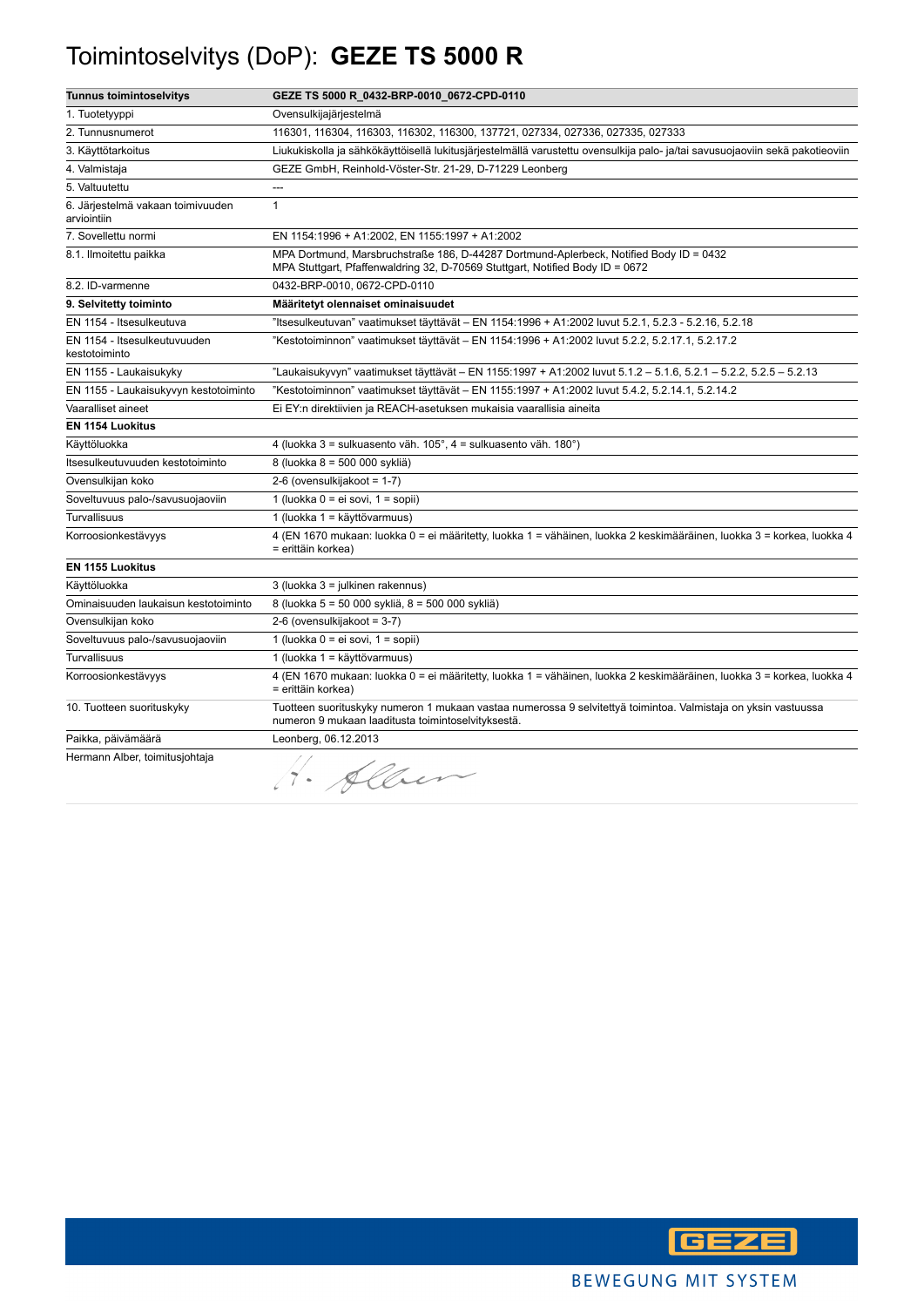# Toimintoselvitys (DoP): **GEZE TS 5000 R**

| **Tunnus toimintoselvitys** | **GEZE TS 5000 R_0432-BRP-0010_0672-CPD-0110** |
| --- | --- |
| 1. Tuotetyyppi | Ovensulkijajärjestelmä |
| 2. Tunnusnumerot | 116301, 116304, 116303, 116302, 116300, 137721, 027334, 027336, 027335, 027333 |
| 3. Käyttötarkoitus | Liukukiskolla ja sähkökäyttöisellä lukitusjärjestelmällä varustettu ovensulkija palo- ja/tai savusuojaoviin sekä pakotieoviin |
| 4. Valmistaja | GEZE GmbH, Reinhold-Vöster-Str. 21-29, D-71229 Leonberg |
| 5. Valtuutettu | --- |
| 6. Järjestelmä vakaan toimivuuden arviointiin | 1 |
| 7. Sovellettu normi | EN 1154:1996 + A1:2002, EN 1155:1997 + A1:2002 |
| 8.1. Ilmoitettu paikka | MPA Dortmund, Marsbruchstraße 186, D-44287 Dortmund-Aplerbeck, Notified Body ID = 0432<br>MPA Stuttgart, Pfaffenwaldring 32, D-70569 Stuttgart, Notified Body ID = 0672 |
| 8.2. ID-varmenne | 0432-BRP-0010, 0672-CPD-0110 |
| **9. Selvitetty toiminto** | **Määritetyt olennaiset ominaisuudet** |
| EN 1154 - Itsesulkeutuva | "Itsesulkeutuvan" vaatimukset täyttävät – EN 1154:1996 + A1:2002 luvut 5.2.1, 5.2.3 - 5.2.16, 5.2.18 |
| EN 1154 - Itsesulkeutuvuuden kestotoiminto | "Kestotoiminnon" vaatimukset täyttävät – EN 1154:1996 + A1:2002 luvut 5.2.2, 5.2.17.1, 5.2.17.2 |
| EN 1155 - Laukaisukyky | "Laukaisukyvyn" vaatimukset täyttävät – EN 1155:1997 + A1:2002 luvut 5.1.2 – 5.1.6, 5.2.1 – 5.2.2, 5.2.5 – 5.2.13 |
| EN 1155 - Laukaisukyvyn kestotoiminto | "Kestotoiminnon" vaatimukset täyttävät – EN 1155:1997 + A1:2002 luvut 5.4.2, 5.2.14.1, 5.2.14.2 |
| Vaaralliset aineet | Ei EY:n direktiivien ja REACH-asetuksen mukaisia vaarallisia aineita |
| **EN 1154 Luokitus** | |
| Käyttöluokka | 4 (luokka 3 = sulkuasento väh. 105°, 4 = sulkuasento väh. 180°) |
| Itsesulkeutuvuuden kestotoiminto | 8 (luokka 8 = 500 000 sykliä) |
| Ovensulkijan koko | 2-6 (ovensulkijakoot = 1-7) |
| Soveltuvuus palo-/savusuojaoviin | 1 (luokka 0 = ei sovi, 1 = sopii) |
| Turvallisuus | 1 (luokka 1 = käyttövarmuus) |
| Korroosionkestävyys | 4 (EN 1670 mukaan: luokka 0 = ei määritetty, luokka 1 = vähäinen, luokka 2 keskimääräinen, luokka 3 = korkea, luokka 4 = erittäin korkea) |
| **EN 1155 Luokitus** | |
| Käyttöluokka | 3 (luokka 3 = julkinen rakennus) |
| Ominaisuuden laukaisun kestotoiminto | 8 (luokka 5 = 50 000 sykliä, 8 = 500 000 sykliä) |
| Ovensulkijan koko | 2-6 (ovensulkijakoot = 3-7) |
| Soveltuvuus palo-/savusuojaoviin | 1 (luokka 0 = ei sovi, 1 = sopii) |
| Turvallisuus | 1 (luokka 1 = käyttövarmuus) |
| Korroosionkestävyys | 4 (EN 1670 mukaan: luokka 0 = ei määritetty, luokka 1 = vähäinen, luokka 2 keskimääräinen, luokka 3 = korkea, luokka 4 = erittäin korkea) |
| 10. Tuotteen suorituskyky | Tuotteen suorituskyky numeron 1 mukaan vastaa numerossa 9 selvitettyä toimintoa. Valmistaja on yksin vastuussa numeron 9 mukaan laaditusta toimintoselvityksestä. |
| Paikka, päivämäärä | Leonberg, 06.12.2013 |
| Hermann Alber, toimitusjohtaja | H. Alber |

GEZE

BEWEGUNG MIT SYSTEM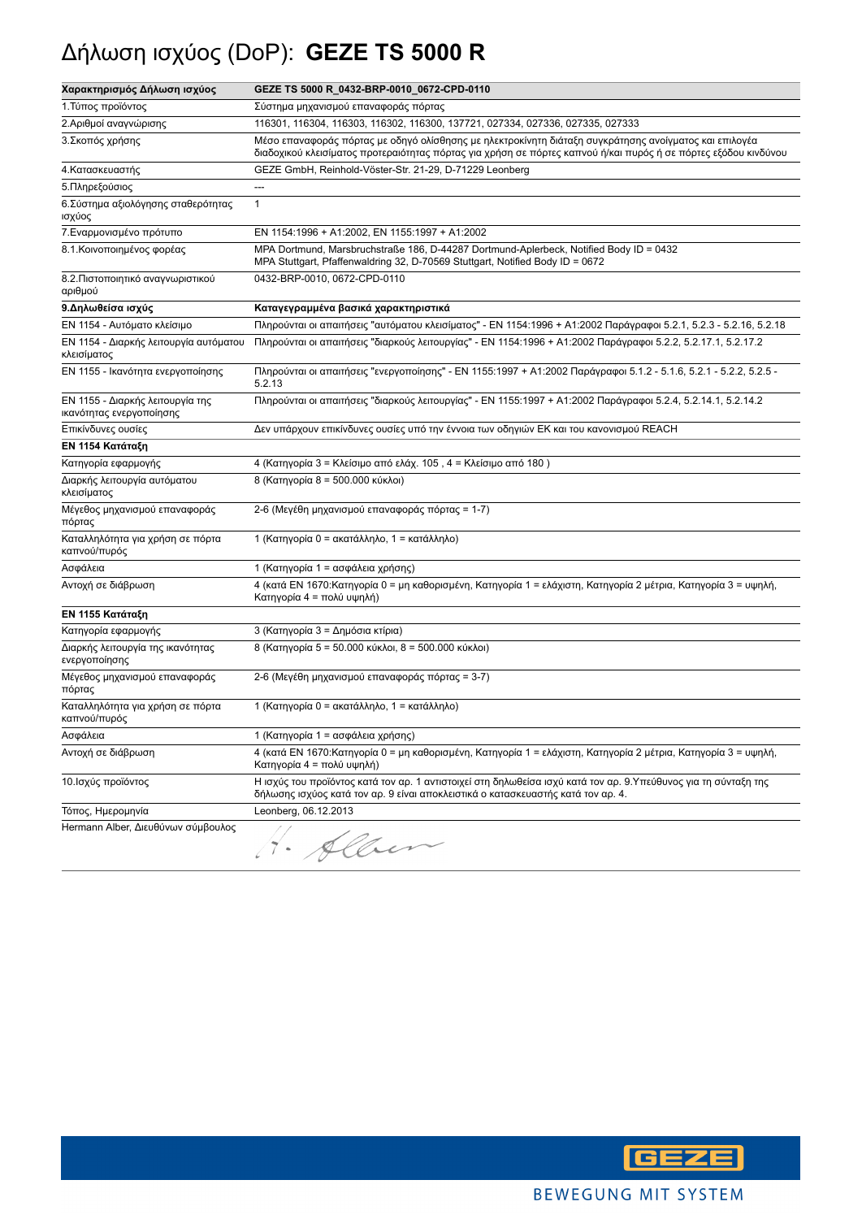# Δήλωση ισχύος (DoP): **GEZE TS 5000 R**

| **Χαρακτηρισμός Δήλωση ισχύος** | **GEZE TS 5000 R_0432-BRP-0010_0672-CPD-0110** |
|---|---|
| 1.Τύπος προϊόντος | Σύστημα μηχανισμού επαναφοράς πόρτας |
| 2.Αριθμοί αναγνώρισης | 116301, 116304, 116303, 116302, 116300, 137721, 027334, 027336, 027335, 027333 |
| 3.Σκοπός χρήσης | Μέσο επαναφοράς πόρτας με οδηγό ολίσθησης με ηλεκτροκίνητη διάταξη συγκράτησης ανοίγματος και επιλογέα διαδοχικού κλεισίματος προτεραιότητας πόρτας για χρήση σε πόρτες καπνού ή/και πυρός ή σε πόρτες εξόδου κινδύνου |
| 4.Κατασκευαστής | GEZE GmbH, Reinhold-Vöster-Str. 21-29, D-71229 Leonberg |
| 5.Πληρεξούσιος | --- |
| 6.Σύστημα αξιολόγησης σταθερότητας ισχύος | 1 |
| 7.Εναρμονισμένο πρότυπο | EN 1154:1996 + A1:2002, EN 1155:1997 + A1:2002 |
| 8.1.Κοινοποιημένος φορέας | MPA Dortmund, Marsbruchstraße 186, D-44287 Dortmund-Aplerbeck, Notified Body ID = 0432<br>MPA Stuttgart, Pfaffenwaldring 32, D-70569 Stuttgart, Notified Body ID = 0672 |
| 8.2.Πιστοποιητικό αναγνωριστικού αριθμού | 0432-BRP-0010, 0672-CPD-0110 |
| **9.Δηλωθείσα ισχύς** | **Καταγεγραμμένα βασικά χαρακτηριστικά** |
| EN 1154 - Αυτόματο κλείσιμο | Πληρούνται οι απαιτήσεις "αυτόματου κλεισίματος" - EN 1154:1996 + A1:2002 Παράγραφοι 5.2.1, 5.2.3 - 5.2.16, 5.2.18 |
| EN 1154 - Διαρκής λειτουργία αυτόματου κλεισίματος | Πληρούνται οι απαιτήσεις "διαρκούς λειτουργίας" - EN 1154:1996 + A1:2002 Παράγραφοι 5.2.2, 5.2.17.1, 5.2.17.2 |
| EN 1155 - Ικανότητα ενεργοποίησης | Πληρούνται οι απαιτήσεις "ενεργοποίησης" - EN 1155:1997 + A1:2002 Παράγραφοι 5.1.2 - 5.1.6, 5.2.1 - 5.2.2, 5.2.5 - 5.2.13 |
| EN 1155 - Διαρκής λειτουργία της ικανότητας ενεργοποίησης | Πληρούνται οι απαιτήσεις "διαρκούς λειτουργίας" - EN 1155:1997 + A1:2002 Παράγραφοι 5.2.4, 5.2.14.1, 5.2.14.2 |
| Επικίνδυνες ουσίες | Δεν υπάρχουν επικίνδυνες ουσίες υπό την έννοια των οδηγιών ΕΚ και του κανονισμού REACH |
| **EN 1154 Κατάταξη** | |
| Κατηγορία εφαρμογής | 4 (Κατηγορία 3 = Κλείσιμο από ελάχ. 105 , 4 = Κλείσιμο από 180 ) |
| Διαρκής λειτουργία αυτόματου κλεισίματος | 8 (Κατηγορία 8 = 500.000 κύκλοι) |
| Μέγεθος μηχανισμού επαναφοράς πόρτας | 2-6 (Μεγέθη μηχανισμού επαναφοράς πόρτας = 1-7) |
| Καταλληλότητα για χρήση σε πόρτα καπνού/πυρός | 1 (Κατηγορία 0 = ακατάλληλο, 1 = κατάλληλο) |
| Ασφάλεια | 1 (Κατηγορία 1 = ασφάλεια χρήσης) |
| Αντοχή σε διάβρωση | 4 (κατά EN 1670:Κατηγορία 0 = μη καθορισμένη, Κατηγορία 1 = ελάχιστη, Κατηγορία 2 μέτρια, Κατηγορία 3 = υψηλή, Κατηγορία 4 = πολύ υψηλή) |
| **EN 1155 Κατάταξη** | |
| Κατηγορία εφαρμογής | 3 (Κατηγορία 3 = Δημόσια κτίρια) |
| Διαρκής λειτουργία της ικανότητας ενεργοποίησης | 8 (Κατηγορία 5 = 50.000 κύκλοι, 8 = 500.000 κύκλοι) |
| Μέγεθος μηχανισμού επαναφοράς πόρτας | 2-6 (Μεγέθη μηχανισμού επαναφοράς πόρτας = 3-7) |
| Καταλληλότητα για χρήση σε πόρτα καπνού/πυρός | 1 (Κατηγορία 0 = ακατάλληλο, 1 = κατάλληλο) |
| Ασφάλεια | 1 (Κατηγορία 1 = ασφάλεια χρήσης) |
| Αντοχή σε διάβρωση | 4 (κατά EN 1670:Κατηγορία 0 = μη καθορισμένη, Κατηγορία 1 = ελάχιστη, Κατηγορία 2 μέτρια, Κατηγορία 3 = υψηλή, Κατηγορία 4 = πολύ υψηλή) |
| 10.Ισχύς προϊόντος | Η ισχύς του προϊόντος κατά τον αρ. 1 αντιστοιχεί στη δηλωθείσα ισχύ κατά τον αρ. 9.Υπεύθυνος για τη σύνταξη της δήλωσης ισχύος κατά τον αρ. 9 είναι αποκλειστικά ο κατασκευαστής κατά τον αρ. 4. |
| Τόπος, Ημερομηνία | Leonberg, 06.12.2013 |
| Hermann Alber, Διευθύνων σύμβουλος | H. Alber |

GEZE

BEWEGUNG MIT SYSTEM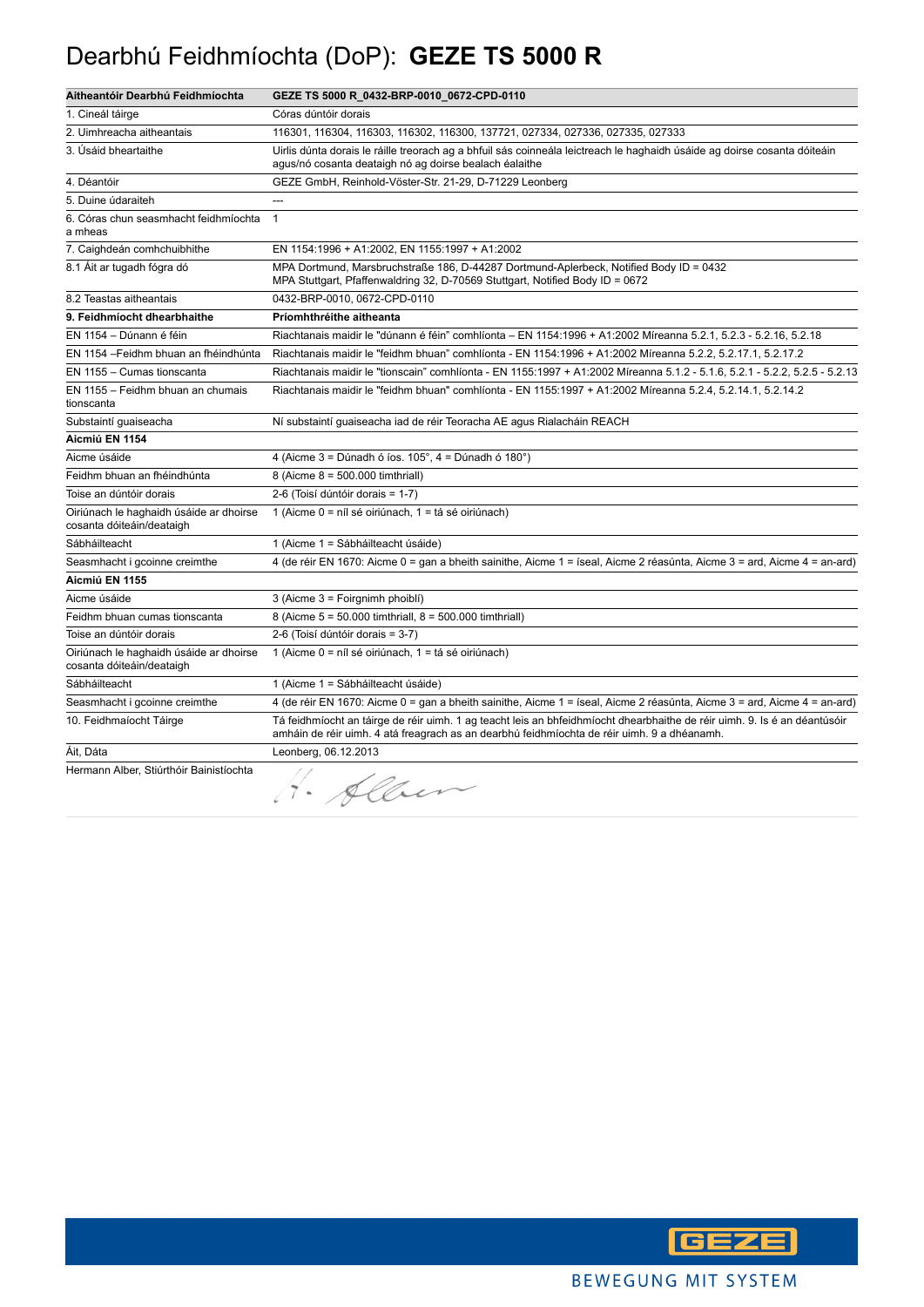# Dearbhú Feidhmíochta (DoP): **GEZE TS 5000 R**

| **Aitheantóir Dearbhú Feidhmíochta** | **GEZE TS 5000 R_0432-BRP-0010_0672-CPD-0110** |
|---|---|
| 1. Cineál táirge | Córas dúntóir dorais |
| 2. Uimhreacha aitheantais | 116301, 116304, 116303, 116302, 116300, 137721, 027334, 027336, 027335, 027333 |
| 3. Úsáid bheartaithe | Uirlis dúnta dorais le ráille treorach ag a bhfuil sás coinneála leictreach le haghaidh úsáide ag doirse cosanta dóiteáin agus/nó cosanta deataigh nó ag doirse bealach éalaithe |
| 4. Déantóir | GEZE GmbH, Reinhold-Vöster-Str. 21-29, D-71229 Leonberg |
| 5. Duine údaraiteh | --- |
| 6. Córas chun seasmhacht feidhmíochta a mheas | 1 |
| 7. Caighdeán comhchuibhithe | EN 1154:1996 + A1:2002, EN 1155:1997 + A1:2002 |
| 8.1 Áit ar tugadh fógra dó | MPA Dortmund, Marsbruchstraße 186, D-44287 Dortmund-Aplerbeck, Notified Body ID = 0432<br>MPA Stuttgart, Pfaffenwaldring 32, D-70569 Stuttgart, Notified Body ID = 0672 |
| 8.2 Teastas aitheantais | 0432-BRP-0010, 0672-CPD-0110 |
| **9. Feidhmíocht dhearbhaithe** | **Príomhthréithe aitheanta** |
| EN 1154 – Dúnann é féin | Riachtanais maidir le "dúnann é féin" comhlíonta – EN 1154:1996 + A1:2002 Míreanna 5.2.1, 5.2.3 - 5.2.16, 5.2.18 |
| EN 1154 –Feidhm bhuan an fhéindhúnta | Riachtanais maidir le "feidhm bhuan" comhlíonta - EN 1154:1996 + A1:2002 Míreanna 5.2.2, 5.2.17.1, 5.2.17.2 |
| EN 1155 – Cumas tionscanta | Riachtanais maidir le "tionscain" comhlíonta - EN 1155:1997 + A1:2002 Míreanna 5.1.2 - 5.1.6, 5.2.1 - 5.2.2, 5.2.5 - 5.2.13 |
| EN 1155 – Feidhm bhuan an chumais tionscanta | Riachtanais maidir le "feidhm bhuan" comhlíonta - EN 1155:1997 + A1:2002 Míreanna 5.2.4, 5.2.14.1, 5.2.14.2 |
| Substaintí guaiseacha | Ní substaintí guaiseacha iad de réir Teoracha AE agus Rialacháin REACH |
| **Aicmiú EN 1154** | |
| Aicme úsáide | 4 (Aicme 3 = Dúnadh ó íos. 105°, 4 = Dúnadh ó 180°) |
| Feidhm bhuan an fhéindhúnta | 8 (Aicme 8 = 500.000 timthriall) |
| Toise an dúntóir dorais | 2-6 (Toisí dúntóir dorais = 1-7) |
| Oiriúnach le haghaidh úsáide ar dhoirse cosanta dóiteáin/deataigh | 1 (Aicme 0 = níl sé oiriúnach, 1 = tá sé oiriúnach) |
| Sábháilteacht | 1 (Aicme 1 = Sábháilteacht úsáide) |
| Seasmhacht i gcoinne creimthe | 4 (de réir EN 1670: Aicme 0 = gan a bheith sainithe, Aicme 1 = íseal, Aicme 2 réasúnta, Aicme 3 = ard, Aicme 4 = an-ard) |
| **Aicmiú EN 1155** | |
| Aicme úsáide | 3 (Aicme 3 = Foirgnimh phoiblí) |
| Feidhm bhuan cumas tionscanta | 8 (Aicme 5 = 50.000 timthriall, 8 = 500.000 timthriall) |
| Toise an dúntóir dorais | 2-6 (Toisí dúntóir dorais = 3-7) |
| Oiriúnach le haghaidh úsáide ar dhoirse cosanta dóiteáin/deataigh | 1 (Aicme 0 = níl sé oiriúnach, 1 = tá sé oiriúnach) |
| Sábháilteacht | 1 (Aicme 1 = Sábháilteacht úsáide) |
| Seasmhacht i gcoinne creimthe | 4 (de réir EN 1670: Aicme 0 = gan a bheith sainithe, Aicme 1 = íseal, Aicme 2 réasúnta, Aicme 3 = ard, Aicme 4 = an-ard) |
| 10. Feidhmaíocht Táirge | Tá feidhmíocht an táirge de réir uimh. 1 ag teacht leis an bhfeidhmíocht dhearbhaithe de réir uimh. 9. Is é an déantúsóir amháin de réir uimh. 4 atá freagrach as an dearbhú feidhmíochta de réir uimh. 9 a dhéanamh. |
| Áit, Dáta | Leonberg, 06.12.2013 |
| Hermann Alber, Stiúrthóir Bainistíochta | H. Alber |

BEWEGUNG MIT SYSTEM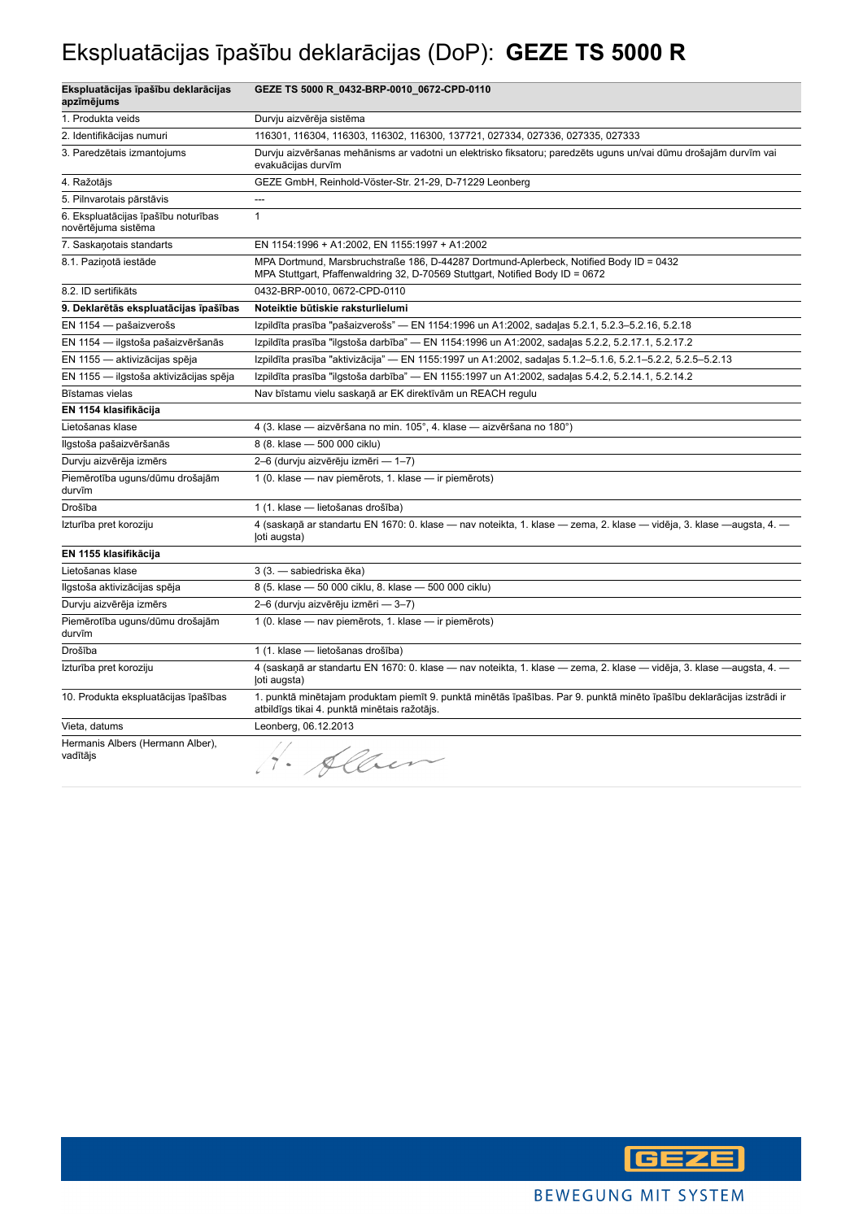# Ekspluatācijas īpašību deklarācijas (DoP): **GEZE TS 5000 R**

| **Ekspluatācijas īpašību deklarācijas apzīmējums** | **GEZE TS 5000 R_0432-BRP-0010_0672-CPD-0110** |
|---|---|
| 1. Produkta veids | Durvju aizvērēja sistēma |
| 2. Identifikācijas numuri | 116301, 116304, 116303, 116302, 116300, 137721, 027334, 027336, 027335, 027333 |
| 3. Paredzētais izmantojums | Durvju aizvēršanas mehānisms ar vadotni un elektrisko fiksatoru; paredzēts uguns un/vai dūmu drošajām durvīm vai evakuācijas durvīm |
| 4. Ražotājs | GEZE GmbH, Reinhold-Vöster-Str. 21-29, D-71229 Leonberg |
| 5. Pilnvarotais pārstāvis | --- |
| 6. Ekspluatācijas īpašību noturības novērtējuma sistēma | 1 |
| 7. Saskaņotais standarts | EN 1154:1996 + A1:2002, EN 1155:1997 + A1:2002 |
| 8.1. Paziņotā iestāde | MPA Dortmund, Marsbruchstraße 186, D-44287 Dortmund-Aplerbeck, Notified Body ID = 0432<br>MPA Stuttgart, Pfaffenwaldring 32, D-70569 Stuttgart, Notified Body ID = 0672 |
| 8.2. ID sertifikāts | 0432-BRP-0010, 0672-CPD-0110 |
| **9. Deklarētās ekspluatācijas īpašības** | **Noteiktie būtiskie raksturlielumi** |
| EN 1154 — pašaizverošs | Izpildīta prasība "pašaizverošs" — EN 1154:1996 un A1:2002, sadaļas 5.2.1, 5.2.3–5.2.16, 5.2.18 |
| EN 1154 — ilgstoša pašaizvēršanās | Izpildīta prasība "ilgstoša darbība" — EN 1154:1996 un A1:2002, sadaļas 5.2.2, 5.2.17.1, 5.2.17.2 |
| EN 1155 — aktivizācijas spēja | Izpildīta prasība "aktivizācija" — EN 1155:1997 un A1:2002, sadaļas 5.1.2–5.1.6, 5.2.1–5.2.2, 5.2.5–5.2.13 |
| EN 1155 — ilgstoša aktivizācijas spēja | Izpildīta prasība "ilgstoša darbība" — EN 1155:1997 un A1:2002, sadaļas 5.4.2, 5.2.14.1, 5.2.14.2 |
| Bīstamas vielas | Nav bīstamu vielu saskaņā ar EK direktīvām un REACH regulu |
| **EN 1154 klasifikācija** | |
| Lietošanas klase | 4 (3. klase — aizvēršana no min. 105°, 4. klase — aizvēršana no 180°) |
| Ilgstoša pašaizvēršanās | 8 (8. klase — 500 000 ciklu) |
| Durvju aizvērēja izmērs | 2–6 (durvju aizvērēju izmēri — 1–7) |
| Piemērotība uguns/dūmu drošajām durvīm | 1 (0. klase — nav piemērots, 1. klase — ir piemērots) |
| Drošība | 1 (1. klase — lietošanas drošība) |
| Izturība pret koroziju | 4 (saskaņā ar standartu EN 1670: 0. klase — nav noteikta, 1. klase — zema, 2. klase — vidēja, 3. klase —augsta, 4. — ļoti augsta) |
| **EN 1155 klasifikācija** | |
| Lietošanas klase | 3 (3. — sabiedriska ēka) |
| Ilgstoša aktivizācijas spēja | 8 (5. klase — 50 000 ciklu, 8. klase — 500 000 ciklu) |
| Durvju aizvērēja izmērs | 2–6 (durvju aizvērēju izmēri — 3–7) |
| Piemērotība uguns/dūmu drošajām durvīm | 1 (0. klase — nav piemērots, 1. klase — ir piemērots) |
| Drošība | 1 (1. klase — lietošanas drošība) |
| Izturība pret koroziju | 4 (saskaņā ar standartu EN 1670: 0. klase — nav noteikta, 1. klase — zema, 2. klase — vidēja, 3. klase —augsta, 4. — ļoti augsta) |
| 10. Produkta ekspluatācijas īpašības | 1. punktā minētajam produktam piemīt 9. punktā minētās īpašības. Par 9. punktā minēto īpašību deklarācijas izstrādi ir atbildīgs tikai 4. punktā minētais ražotājs. |
| Vieta, datums | Leonberg, 06.12.2013 |
| Hermanis Albers (Hermann Alber), vadītājs | H. Alber |

BEWEGUNG MIT SYSTEM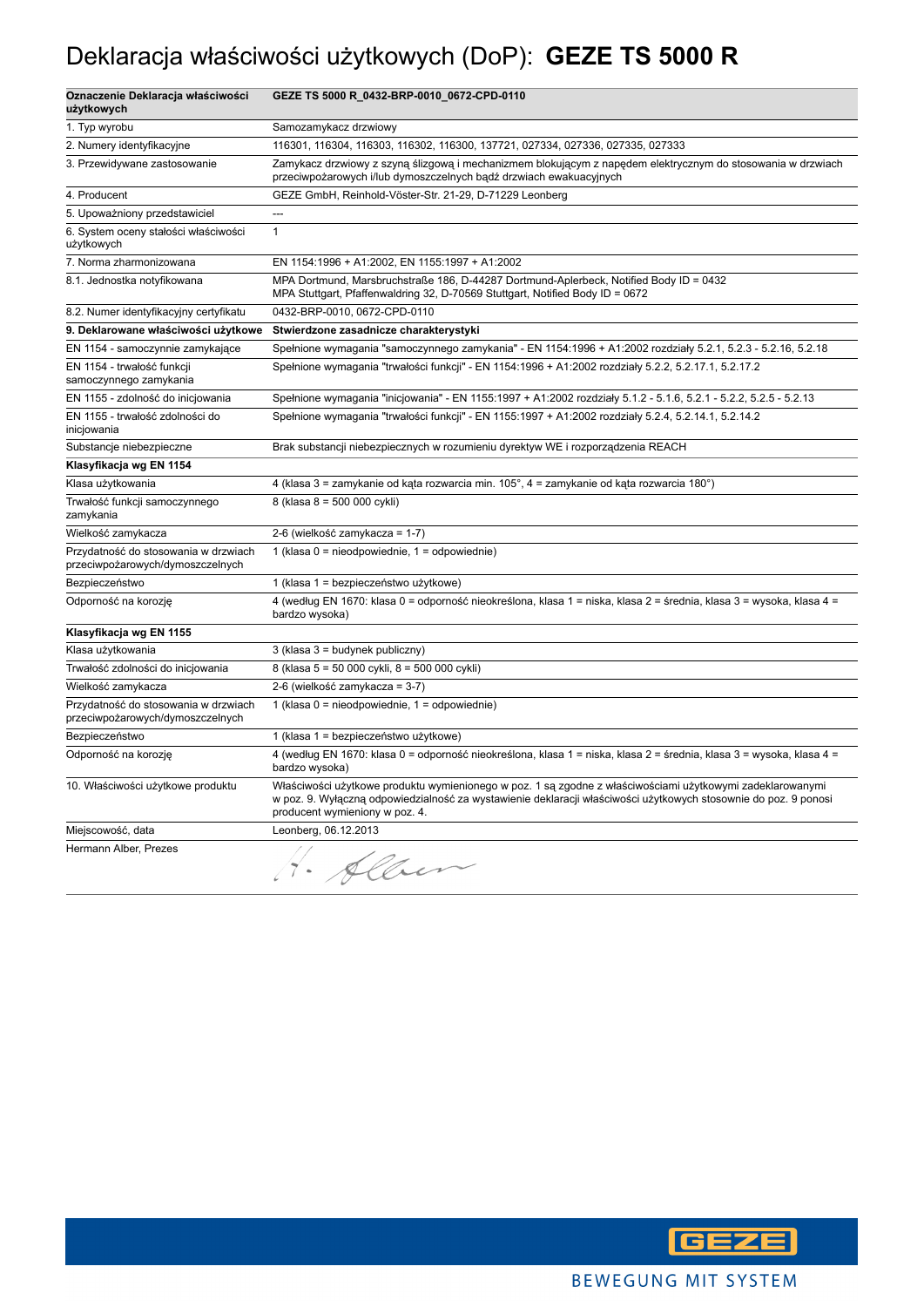# Deklaracja właściwości użytkowych (DoP): **GEZE TS 5000 R**

| **Oznaczenie Deklaracja właściwości użytkowych** | **GEZE TS 5000 R_0432-BRP-0010_0672-CPD-0110** |
|---|---|
| 1. Typ wyrobu | Samozamykacz drzwiowy |
| 2. Numery identyfikacyjne | 116301, 116304, 116303, 116302, 116300, 137721, 027334, 027336, 027335, 027333 |
| 3. Przewidywane zastosowanie | Zamykacz drzwiowy z szyną ślizgową i mechanizmem blokującym z napędem elektrycznym do stosowania w drzwiach przeciwpożarowych i/lub dymoszczelnych bądź drzwiach ewakuacyjnych |
| 4. Producent | GEZE GmbH, Reinhold-Vöster-Str. 21-29, D-71229 Leonberg |
| 5. Upoważniony przedstawiciel | --- |
| 6. System oceny stałości właściwości użytkowych | 1 |
| 7. Norma zharmonizowana | EN 1154:1996 + A1:2002, EN 1155:1997 + A1:2002 |
| 8.1. Jednostka notyfikowana | MPA Dortmund, Marsbruchstraße 186, D-44287 Dortmund-Aplerbeck, Notified Body ID = 0432<br>MPA Stuttgart, Pfaffenwaldring 32, D-70569 Stuttgart, Notified Body ID = 0672 |
| 8.2. Numer identyfikacyjny certyfikatu | 0432-BRP-0010, 0672-CPD-0110 |
| **9. Deklarowane właściwości użytkowe** | **Stwierdzone zasadnicze charakterystyki** |
| EN 1154 - samoczynnie zamykające | Spełnione wymagania "samoczynnego zamykania" - EN 1154:1996 + A1:2002 rozdziały 5.2.1, 5.2.3 - 5.2.16, 5.2.18 |
| EN 1154 - trwałość funkcji samoczynnego zamykania | Spełnione wymagania "trwałości funkcji" - EN 1154:1996 + A1:2002 rozdziały 5.2.2, 5.2.17.1, 5.2.17.2 |
| EN 1155 - zdolność do inicjowania | Spełnione wymagania "inicjowania" - EN 1155:1997 + A1:2002 rozdziały 5.1.2 - 5.1.6, 5.2.1 - 5.2.2, 5.2.5 - 5.2.13 |
| EN 1155 - trwałość zdolności do inicjowania | Spełnione wymagania "trwałości funkcji" - EN 1155:1997 + A1:2002 rozdziały 5.2.4, 5.2.14.1, 5.2.14.2 |
| Substancje niebezpieczne | Brak substancji niebezpiecznych w rozumieniu dyrektyw WE i rozporządzenia REACH |
| **Klasyfikacja wg EN 1154** | |
| Klasa użytkowania | 4 (klasa 3 = zamykanie od kąta rozwarcia min. 105°, 4 = zamykanie od kąta rozwarcia 180°) |
| Trwałość funkcji samoczynnego zamykania | 8 (klasa 8 = 500 000 cykli) |
| Wielkość zamykacza | 2-6 (wielkość zamykacza = 1-7) |
| Przydatność do stosowania w drzwiach przeciwpożarowych/dymoszczelnych | 1 (klasa 0 = nieodpowiednie, 1 = odpowiednie) |
| Bezpieczeństwo | 1 (klasa 1 = bezpieczeństwo użytkowe) |
| Odporność na korozję | 4 (według EN 1670: klasa 0 = odporność nieokreślona, klasa 1 = niska, klasa 2 = średnia, klasa 3 = wysoka, klasa 4 = bardzo wysoka) |
| **Klasyfikacja wg EN 1155** | |
| Klasa użytkowania | 3 (klasa 3 = budynek publiczny) |
| Trwałość zdolności do inicjowania | 8 (klasa 5 = 50 000 cykli, 8 = 500 000 cykli) |
| Wielkość zamykacza | 2-6 (wielkość zamykacza = 3-7) |
| Przydatność do stosowania w drzwiach przeciwpożarowych/dymoszczelnych | 1 (klasa 0 = nieodpowiednie, 1 = odpowiednie) |
| Bezpieczeństwo | 1 (klasa 1 = bezpieczeństwo użytkowe) |
| Odporność na korozję | 4 (według EN 1670: klasa 0 = odporność nieokreślona, klasa 1 = niska, klasa 2 = średnia, klasa 3 = wysoka, klasa 4 = bardzo wysoka) |
| 10. Właściwości użytkowe produktu | Właściwości użytkowe produktu wymienionego w poz. 1 są zgodne z właściwościami użytkowymi zadeklarowanymi w poz. 9. Wyłączną odpowiedzialność za wystawienie deklaracji właściwości użytkowych stosownie do poz. 9 ponosi producent wymieniony w poz. 4. |
| Miejscowość, data | Leonberg, 06.12.2013 |
| Hermann Alber, Prezes | H. Alber |

GEZE

BEWEGUNG MIT SYSTEM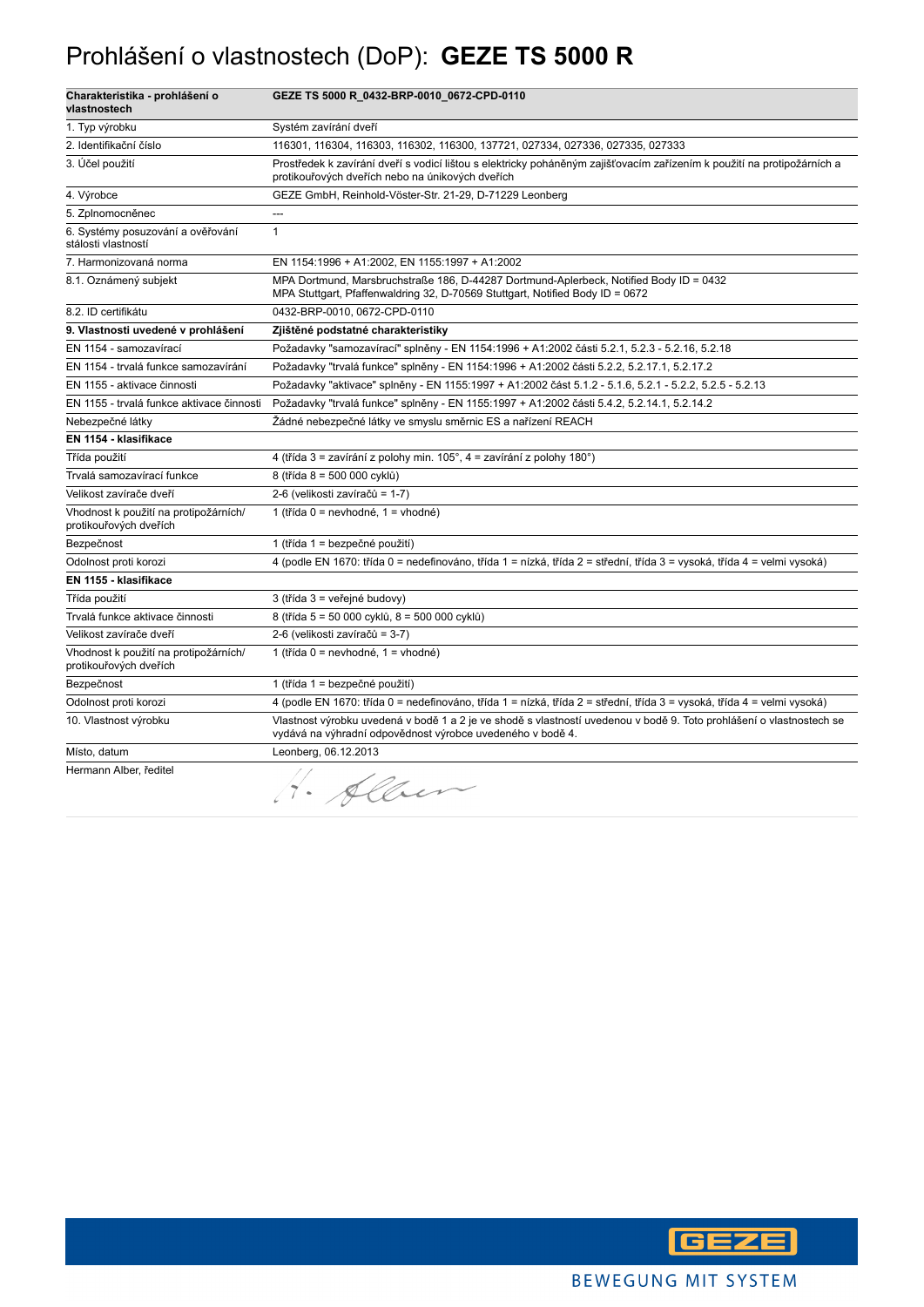# Prohlášení o vlastnostech (DoP): **GEZE TS 5000 R**

| Charakteristika - prohlášení o vlastnostech | GEZE TS 5000 R_0432-BRP-0010_0672-CPD-0110 |
|---|---|
| 1. Typ výrobku | Systém zavírání dveří |
| 2. Identifikační číslo | 116301, 116304, 116303, 116302, 116300, 137721, 027334, 027336, 027335, 027333 |
| 3. Účel použití | Prostředek k zavírání dveří s vodicí lištou s elektricky poháněným zajišťovacím zařízením k použití na protipožárních a protikouřových dveřích nebo na únikových dveřích |
| 4. Výrobce | GEZE GmbH, Reinhold-Vöster-Str. 21-29, D-71229 Leonberg |
| 5. Zplnomocněnec | --- |
| 6. Systémy posuzování a ověřování stálosti vlastností | 1 |
| 7. Harmonizovaná norma | EN 1154:1996 + A1:2002, EN 1155:1997 + A1:2002 |
| 8.1. Oznámený subjekt | MPA Dortmund, Marsbruchstraße 186, D-44287 Dortmund-Aplerbeck, Notified Body ID = 0432<br>MPA Stuttgart, Pfaffenwaldring 32, D-70569 Stuttgart, Notified Body ID = 0672 |
| 8.2. ID certifikátu | 0432-BRP-0010, 0672-CPD-0110 |
| **9. Vlastnosti uvedené v prohlášení** | **Zjištěné podstatné charakteristiky** |
| EN 1154 - samozavírací | Požadavky "samozavírací" splněny - EN 1154:1996 + A1:2002 části 5.2.1, 5.2.3 - 5.2.16, 5.2.18 |
| EN 1154 - trvalá funkce samozavírání | Požadavky "trvalá funkce" splněny - EN 1154:1996 + A1:2002 části 5.2.2, 5.2.17.1, 5.2.17.2 |
| EN 1155 - aktivace činnosti | Požadavky "aktivace" splněny - EN 1155:1997 + A1:2002 část 5.1.2 - 5.1.6, 5.2.1 - 5.2.2, 5.2.5 - 5.2.13 |
| EN 1155 - trvalá funkce aktivace činnosti | Požadavky "trvalá funkce" splněny - EN 1155:1997 + A1:2002 části 5.4.2, 5.2.14.1, 5.2.14.2 |
| Nebezpečné látky | Žádné nebezpečné látky ve smyslu směrnic ES a nařízení REACH |
| **EN 1154 - klasifikace** | |
| Třída použití | 4 (třída 3 = zavírání z polohy min. 105°, 4 = zavírání z polohy 180°) |
| Trvalá samozavírací funkce | 8 (třída 8 = 500 000 cyklů) |
| Velikost zavírače dveří | 2-6 (velikosti zavíračů = 1-7) |
| Vhodnost k použití na protipožárních/ protikouřových dveřích | 1 (třída 0 = nevhodné, 1 = vhodné) |
| Bezpečnost | 1 (třída 1 = bezpečné použití) |
| Odolnost proti korozi | 4 (podle EN 1670: třída 0 = nedefinováno, třída 1 = nízká, třída 2 = střední, třída 3 = vysoká, třída 4 = velmi vysoká) |
| **EN 1155 - klasifikace** | |
| Třída použití | 3 (třída 3 = veřejné budovy) |
| Trvalá funkce aktivace činnosti | 8 (třída 5 = 50 000 cyklů, 8 = 500 000 cyklů) |
| Velikost zavírače dveří | 2-6 (velikosti zavíračů = 3-7) |
| Vhodnost k použití na protipožárních/ protikouřových dveřích | 1 (třída 0 = nevhodné, 1 = vhodné) |
| Bezpečnost | 1 (třída 1 = bezpečné použití) |
| Odolnost proti korozi | 4 (podle EN 1670: třída 0 = nedefinováno, třída 1 = nízká, třída 2 = střední, třída 3 = vysoká, třída 4 = velmi vysoká) |
| 10. Vlastnost výrobku | Vlastnost výrobku uvedená v bodě 1 a 2 je ve shodě s vlastností uvedenou v bodě 9. Toto prohlášení o vlastnostech se vydává na výhradní odpovědnost výrobce uvedeného v bodě 4. |
| Místo, datum | Leonberg, 06.12.2013 |
| Hermann Alber, ředitel | H. Alber |

GEZE

BEWEGUNG MIT SYSTEM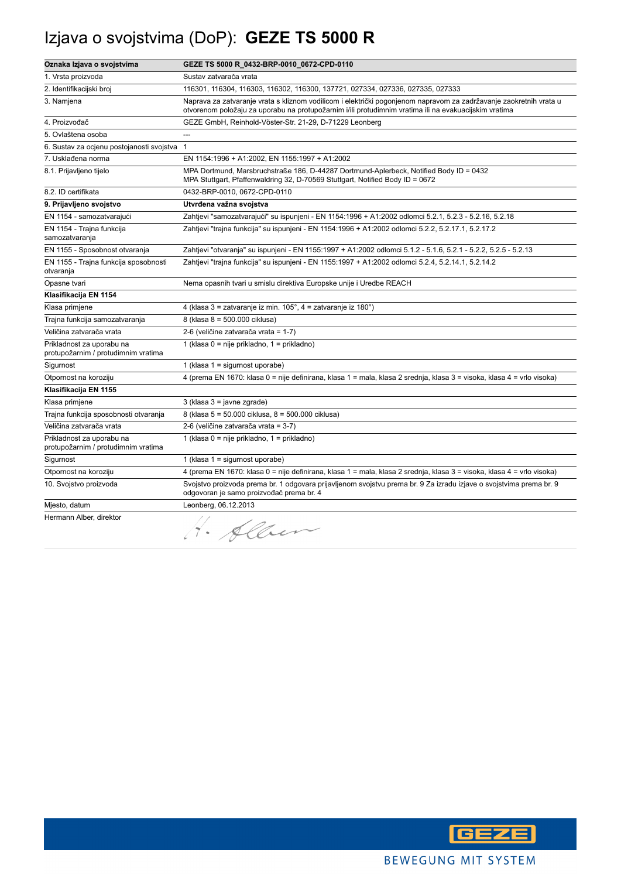# Izjava o svojstvima (DoP): **GEZE TS 5000 R**

| **Oznaka Izjava o svojstvima** | **GEZE TS 5000 R_0432-BRP-0010_0672-CPD-0110** |
|---|---|
| 1. Vrsta proizvoda | Sustav zatvarača vrata |
| 2. Identifikacijski broj | 116301, 116304, 116303, 116302, 116300, 137721, 027334, 027336, 027335, 027333 |
| 3. Namjena | Naprava za zatvaranje vrata s kliznom vodilicom i električki pogonjenom napravom za zadržavanje zaokretnih vrata u otvorenom položaju za uporabu na protupožarnim i/ili protudimnim vratima ili na evakuacijskim vratima |
| 4. Proizvođač | GEZE GmbH, Reinhold-Vöster-Str. 21-29, D-71229 Leonberg |
| 5. Ovlaštena osoba | --- |
| 6. Sustav za ocjenu postojanosti svojstva | 1 |
| 7. Usklađena norma | EN 1154:1996 + A1:2002, EN 1155:1997 + A1:2002 |
| 8.1. Prijavljeno tijelo | MPA Dortmund, Marsbruchstraße 186, D-44287 Dortmund-Aplerbeck, Notified Body ID = 0432<br>MPA Stuttgart, Pfaffenwaldring 32, D-70569 Stuttgart, Notified Body ID = 0672 |
| 8.2. ID certifikata | 0432-BRP-0010, 0672-CPD-0110 |
| **9. Prijavljeno svojstvo** | **Utvrđena važna svojstva** |
| EN 1154 - samozatvarajući | Zahtjevi "samozatvarajući" su ispunjeni - EN 1154:1996 + A1:2002 odlomci 5.2.1, 5.2.3 - 5.2.16, 5.2.18 |
| EN 1154 - Trajna funkcija samozatvaranja | Zahtjevi "trajna funkcija" su ispunjeni - EN 1154:1996 + A1:2002 odlomci 5.2.2, 5.2.17.1, 5.2.17.2 |
| EN 1155 - Sposobnost otvaranja | Zahtjevi "otvaranja" su ispunjeni - EN 1155:1997 + A1:2002 odlomci 5.1.2 - 5.1.6, 5.2.1 - 5.2.2, 5.2.5 - 5.2.13 |
| EN 1155 - Trajna funkcija sposobnosti otvaranja | Zahtjevi "trajna funkcija" su ispunjeni - EN 1155:1997 + A1:2002 odlomci 5.2.4, 5.2.14.1, 5.2.14.2 |
| Opasne tvari | Nema opasnih tvari u smislu direktiva Europske unije i Uredbe REACH |
| **Klasifikacija EN 1154** | |
| Klasa primjene | 4 (klasa 3 = zatvaranje iz min. 105°, 4 = zatvaranje iz 180°) |
| Trajna funkcija samozatvaranja | 8 (klasa 8 = 500.000 ciklusa) |
| Veličina zatvarača vrata | 2-6 (veličine zatvarača vrata = 1-7) |
| Prikladnost za uporabu na protupožarnim / protudimnim vratima | 1 (klasa 0 = nije prikladno, 1 = prikladno) |
| Sigurnost | 1 (klasa 1 = sigurnost uporabe) |
| Otpornost na koroziju | 4 (prema EN 1670: klasa 0 = nije definirana, klasa 1 = mala, klasa 2 srednja, klasa 3 = visoka, klasa 4 = vrlo visoka) |
| **Klasifikacija EN 1155** | |
| Klasa primjene | 3 (klasa 3 = javne zgrade) |
| Trajna funkcija sposobnosti otvaranja | 8 (klasa 5 = 50.000 ciklusa, 8 = 500.000 ciklusa) |
| Veličina zatvarača vrata | 2-6 (veličine zatvarača vrata = 3-7) |
| Prikladnost za uporabu na protupožarnim / protudimnim vratima | 1 (klasa 0 = nije prikladno, 1 = prikladno) |
| Sigurnost | 1 (klasa 1 = sigurnost uporabe) |
| Otpornost na koroziju | 4 (prema EN 1670: klasa 0 = nije definirana, klasa 1 = mala, klasa 2 srednja, klasa 3 = visoka, klasa 4 = vrlo visoka) |
| 10. Svojstvo proizvoda | Svojstvo proizvoda prema br. 1 odgovara prijavljenom svojstvu prema br. 9 Za izradu izjave o svojstvima prema br. 9 odgovoran je samo proizvođač prema br. 4 |
| Mjesto, datum | Leonberg, 06.12.2013 |
| Hermann Alber, direktor | H. Alber |

GEZE

BEWEGUNG MIT SYSTEM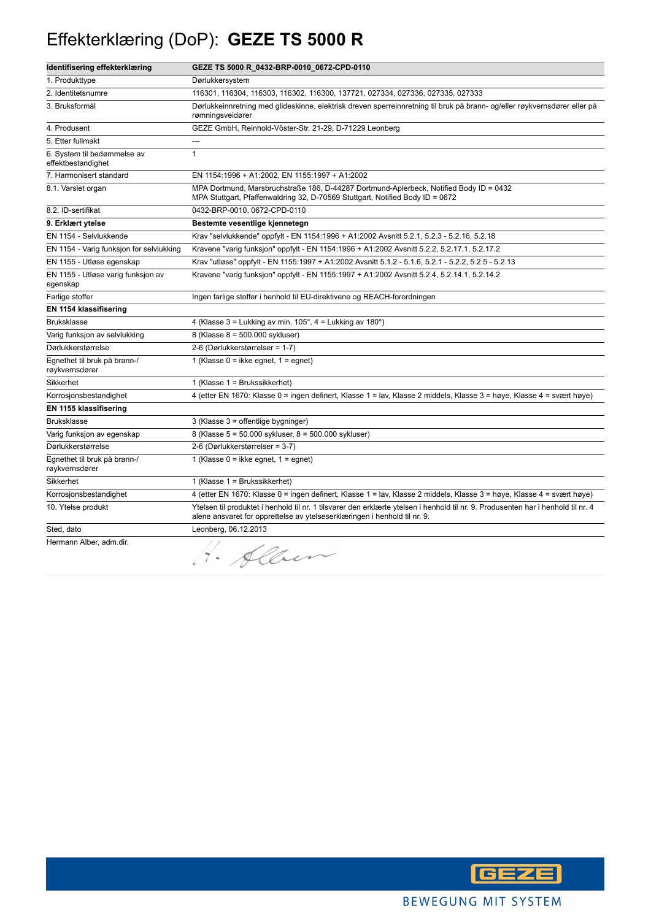# Effekterklæring (DoP): **GEZE TS 5000 R**

| Identifisering effekterklæring | GEZE TS 5000 R_0432-BRP-0010_0672-CPD-0110 |
|---|---|
| 1. Produkttype | Dørlukkersystem |
| 2. Identitetsnumre | 116301, 116304, 116303, 116302, 116300, 137721, 027334, 027336, 027335, 027333 |
| 3. Bruksformål | Dørlukkeinnretning med glideskinne, elektrisk dreven sperreinnretning til bruk på brann- og/eller røykvernsdører eller på rømningsveidører |
| 4. Produsent | GEZE GmbH, Reinhold-Vöster-Str. 21-29, D-71229 Leonberg |
| 5. Etter fullmakt | --- |
| 6. System til bedømmelse av effektbestandighet | 1 |
| 7. Harmonisert standard | EN 1154:1996 + A1:2002, EN 1155:1997 + A1:2002 |
| 8.1. Varslet organ | MPA Dortmund, Marsbruchstraße 186, D-44287 Dortmund-Aplerbeck, Notified Body ID = 0432<br>MPA Stuttgart, Pfaffenwaldring 32, D-70569 Stuttgart, Notified Body ID = 0672 |
| 8.2. ID-sertifikat | 0432-BRP-0010, 0672-CPD-0110 |
| **9. Erklært ytelse** | **Bestemte vesentlige kjennetegn** |
| EN 1154 - Selvlukkende | Krav "selvlukkende" oppfylt - EN 1154:1996 + A1:2002 Avsnitt 5.2.1, 5.2.3 - 5.2.16, 5.2.18 |
| EN 1154 - Varig funksjon for selvlukking | Kravene "varig funksjon" oppfylt - EN 1154:1996 + A1:2002 Avsnitt 5.2.2, 5.2.17.1, 5.2.17.2 |
| EN 1155 - Utløse egenskap | Krav "utløse" oppfylt - EN 1155:1997 + A1:2002 Avsnitt 5.1.2 - 5.1.6, 5.2.1 - 5.2.2, 5.2.5 - 5.2.13 |
| EN 1155 - Utløse varig funksjon av egenskap | Kravene "varig funksjon" oppfylt - EN 1155:1997 + A1:2002 Avsnitt 5.2.4, 5.2.14.1, 5.2.14.2 |
| Farlige stoffer | Ingen farlige stoffer i henhold til EU-direktivene og REACH-forordningen |
| **EN 1154 klassifisering** | |
| Bruksklasse | 4 (Klasse 3 = Lukking av min. 105°, 4 = Lukking av 180°) |
| Varig funksjon av selvlukking | 8 (Klasse 8 = 500.000 sykluser) |
| Dørlukkerstørrelse | 2-6 (Dørlukkerstørrelser = 1-7) |
| Egnethet til bruk på brann-/røykvernsdører | 1 (Klasse 0 = ikke egnet, 1 = egnet) |
| Sikkerhet | 1 (Klasse 1 = Brukssikkerhet) |
| Korrosjonsbestandighet | 4 (etter EN 1670: Klasse 0 = ingen definert, Klasse 1 = lav, Klasse 2 middels, Klasse 3 = høye, Klasse 4 = svært høye) |
| **EN 1155 klassifisering** | |
| Bruksklasse | 3 (Klasse 3 = offentlige bygninger) |
| Varig funksjon av egenskap | 8 (Klasse 5 = 50.000 sykluser, 8 = 500.000 sykluser) |
| Dørlukkerstørrelse | 2-6 (Dørlukkerstørrelser = 3-7) |
| Egnethet til bruk på brann-/røykvernsdører | 1 (Klasse 0 = ikke egnet, 1 = egnet) |
| Sikkerhet | 1 (Klasse 1 = Brukssikkerhet) |
| Korrosjonsbestandighet | 4 (etter EN 1670: Klasse 0 = ingen definert, Klasse 1 = lav, Klasse 2 middels, Klasse 3 = høye, Klasse 4 = svært høye) |
| 10. Ytelse produkt | Ytelsen til produktet i henhold til nr. 1 tilsvarer den erklærte ytelsen i henhold til nr. 9. Produsenten har i henhold til nr. 4 alene ansvaret for opprettelse av ytelseserklæringen i henhold til nr. 9. |
| Sted, dato | Leonberg, 06.12.2013 |
| Hermann Alber, adm.dir. | H. Alber |

GEZE

BEWEGUNG MIT SYSTEM